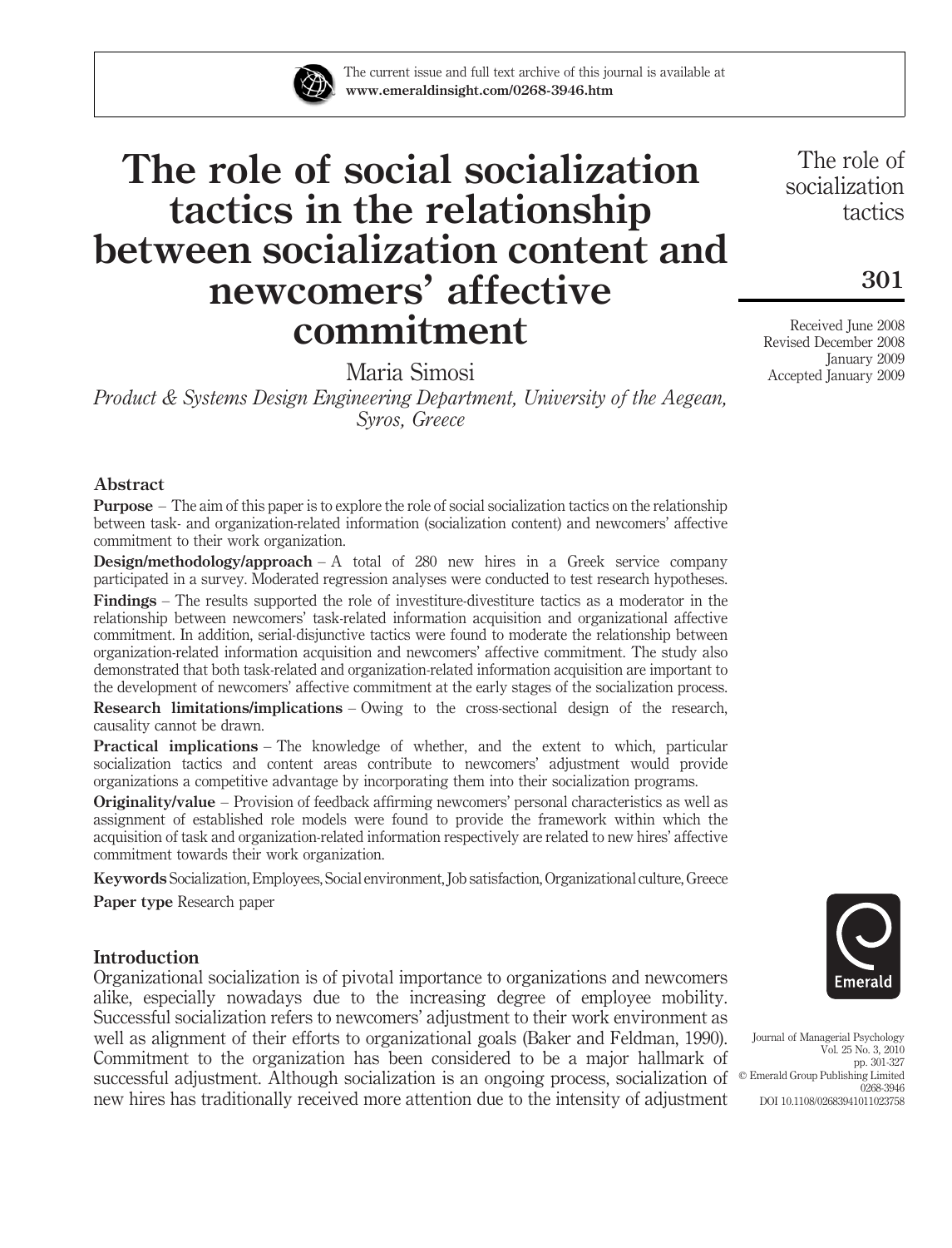# The role of social socialization tactics in the relationship between socialization content and newcomers' affective commitment

Maria Simosi

*Product & Systems Design Engineering Department, University of the Aegean, Syros, Greece*

Received June 2008
Revised December 2008
January 2009
Accepted January 2009

## Abstract

**Purpose** – The aim of this paper is to explore the role of social socialization tactics on the relationship between task- and organization-related information (socialization content) and newcomers' affective commitment to their work organization.

**Design/methodology/approach** – A total of 280 new hires in a Greek service company participated in a survey. Moderated regression analyses were conducted to test research hypotheses.

**Findings** – The results supported the role of investiture-divestiture tactics as a moderator in the relationship between newcomers' task-related information acquisition and organizational affective commitment. In addition, serial-disjunctive tactics were found to moderate the relationship between organization-related information acquisition and newcomers' affective commitment. The study also demonstrated that both task-related and organization-related information acquisition are important to the development of newcomers' affective commitment at the early stages of the socialization process.

**Research limitations/implications** – Owing to the cross-sectional design of the research, causality cannot be drawn.

**Practical implications** – The knowledge of whether, and the extent to which, particular socialization tactics and content areas contribute to newcomers' adjustment would provide organizations a competitive advantage by incorporating them into their socialization programs.

**Originality/value** – Provision of feedback affirming newcomers' personal characteristics as well as assignment of established role models were found to provide the framework within which the acquisition of task and organization-related information respectively are related to new hires' affective commitment towards their work organization.

**Keywords** Socialization, Employees, Social environment, Job satisfaction, Organizational culture, Greece

**Paper type** Research paper

## Introduction

Organizational socialization is of pivotal importance to organizations and newcomers alike, especially nowadays due to the increasing degree of employee mobility. Successful socialization refers to newcomers' adjustment to their work environment as well as alignment of their efforts to organizational goals (Baker and Feldman, 1990). Commitment to the organization has been considered to be a major hallmark of successful adjustment. Although socialization is an ongoing process, socialization of new hires has traditionally received more attention due to the intensity of adjustment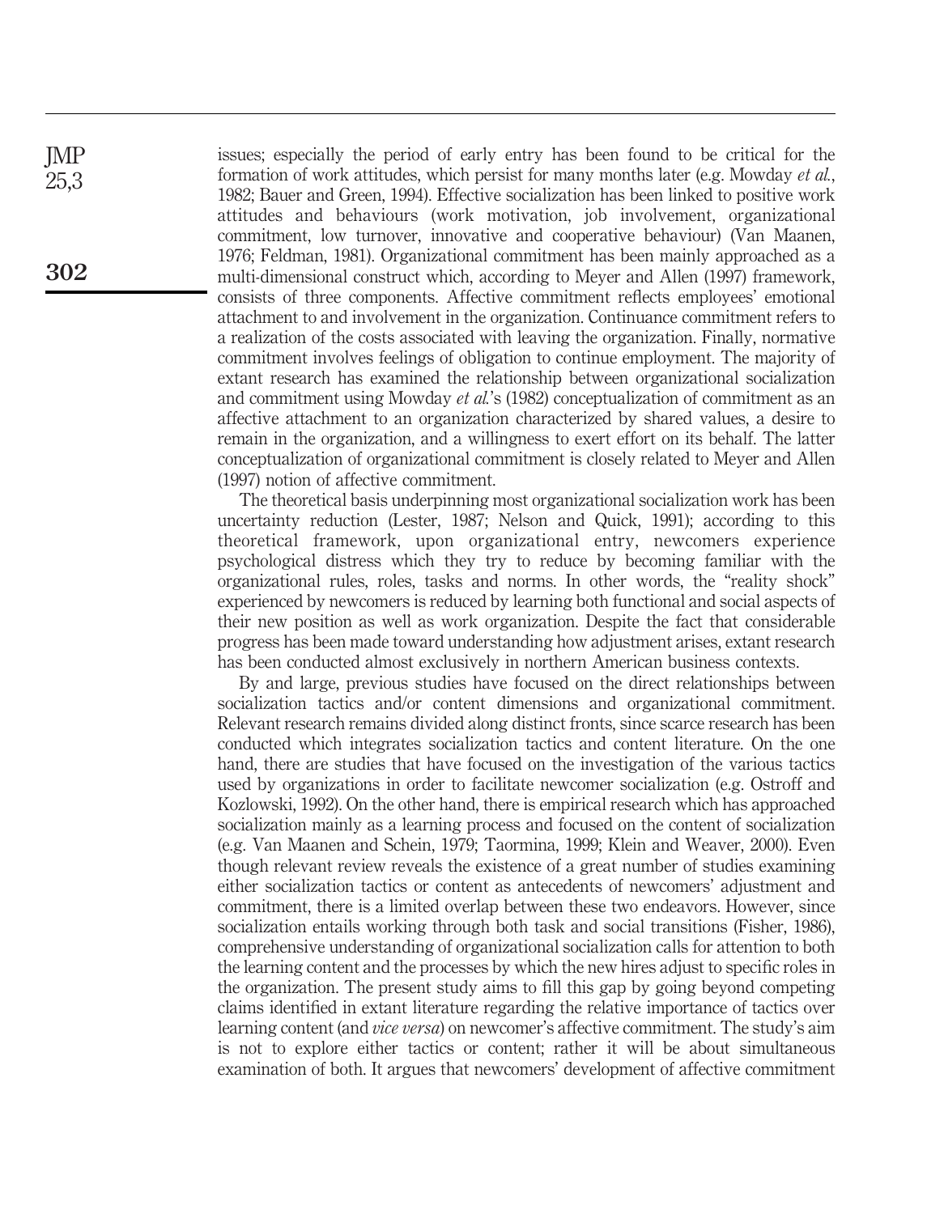issues; especially the period of early entry has been found to be critical for the formation of work attitudes, which persist for many months later (e.g. Mowday *et al.*, 1982; Bauer and Green, 1994). Effective socialization has been linked to positive work attitudes and behaviours (work motivation, job involvement, organizational commitment, low turnover, innovative and cooperative behaviour) (Van Maanen, 1976; Feldman, 1981). Organizational commitment has been mainly approached as a multi-dimensional construct which, according to Meyer and Allen (1997) framework, consists of three components. Affective commitment reflects employees' emotional attachment to and involvement in the organization. Continuance commitment refers to a realization of the costs associated with leaving the organization. Finally, normative commitment involves feelings of obligation to continue employment. The majority of extant research has examined the relationship between organizational socialization and commitment using Mowday *et al.*'s (1982) conceptualization of commitment as an affective attachment to an organization characterized by shared values, a desire to remain in the organization, and a willingness to exert effort on its behalf. The latter conceptualization of organizational commitment is closely related to Meyer and Allen (1997) notion of affective commitment.

The theoretical basis underpinning most organizational socialization work has been uncertainty reduction (Lester, 1987; Nelson and Quick, 1991); according to this theoretical framework, upon organizational entry, newcomers experience psychological distress which they try to reduce by becoming familiar with the organizational rules, roles, tasks and norms. In other words, the "reality shock" experienced by newcomers is reduced by learning both functional and social aspects of their new position as well as work organization. Despite the fact that considerable progress has been made toward understanding how adjustment arises, extant research has been conducted almost exclusively in northern American business contexts.

By and large, previous studies have focused on the direct relationships between socialization tactics and/or content dimensions and organizational commitment. Relevant research remains divided along distinct fronts, since scarce research has been conducted which integrates socialization tactics and content literature. On the one hand, there are studies that have focused on the investigation of the various tactics used by organizations in order to facilitate newcomer socialization (e.g. Ostroff and Kozlowski, 1992). On the other hand, there is empirical research which has approached socialization mainly as a learning process and focused on the content of socialization (e.g. Van Maanen and Schein, 1979; Taormina, 1999; Klein and Weaver, 2000). Even though relevant review reveals the existence of a great number of studies examining either socialization tactics or content as antecedents of newcomers' adjustment and commitment, there is a limited overlap between these two endeavors. However, since socialization entails working through both task and social transitions (Fisher, 1986), comprehensive understanding of organizational socialization calls for attention to both the learning content and the processes by which the new hires adjust to specific roles in the organization. The present study aims to fill this gap by going beyond competing claims identified in extant literature regarding the relative importance of tactics over learning content (and *vice versa*) on newcomer's affective commitment. The study's aim is not to explore either tactics or content; rather it will be about simultaneous examination of both. It argues that newcomers' development of affective commitment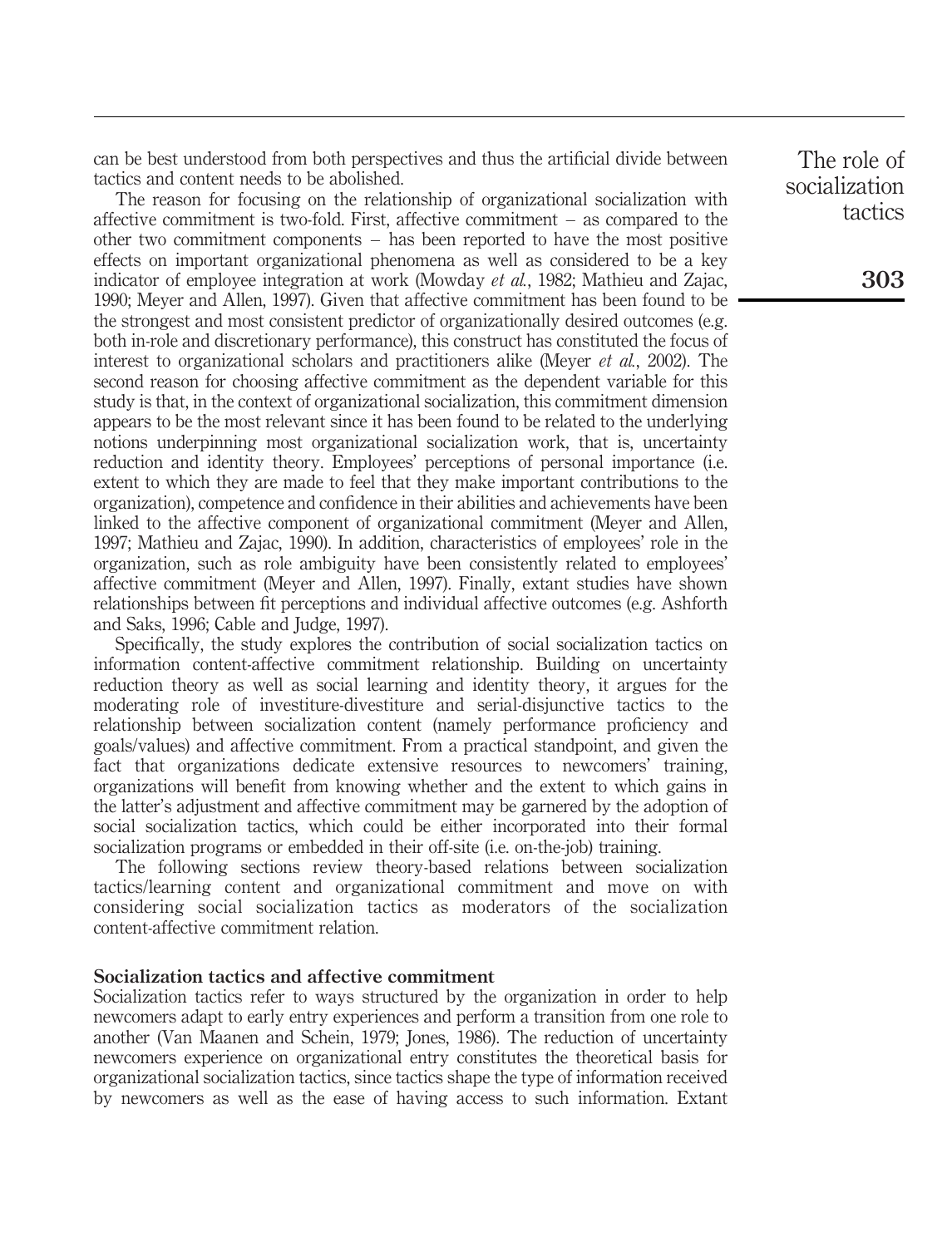can be best understood from both perspectives and thus the artificial divide between tactics and content needs to be abolished.

The reason for focusing on the relationship of organizational socialization with affective commitment is two-fold. First, affective commitment – as compared to the other two commitment components – has been reported to have the most positive effects on important organizational phenomena as well as considered to be a key indicator of employee integration at work (Mowday *et al.*, 1982; Mathieu and Zajac, 1990; Meyer and Allen, 1997). Given that affective commitment has been found to be the strongest and most consistent predictor of organizationally desired outcomes (e.g. both in-role and discretionary performance), this construct has constituted the focus of interest to organizational scholars and practitioners alike (Meyer *et al.*, 2002). The second reason for choosing affective commitment as the dependent variable for this study is that, in the context of organizational socialization, this commitment dimension appears to be the most relevant since it has been found to be related to the underlying notions underpinning most organizational socialization work, that is, uncertainty reduction and identity theory. Employees' perceptions of personal importance (i.e. extent to which they are made to feel that they make important contributions to the organization), competence and confidence in their abilities and achievements have been linked to the affective component of organizational commitment (Meyer and Allen, 1997; Mathieu and Zajac, 1990). In addition, characteristics of employees' role in the organization, such as role ambiguity have been consistently related to employees' affective commitment (Meyer and Allen, 1997). Finally, extant studies have shown relationships between fit perceptions and individual affective outcomes (e.g. Ashforth and Saks, 1996; Cable and Judge, 1997).

Specifically, the study explores the contribution of social socialization tactics on information content-affective commitment relationship. Building on uncertainty reduction theory as well as social learning and identity theory, it argues for the moderating role of investiture-divestiture and serial-disjunctive tactics to the relationship between socialization content (namely performance proficiency and goals/values) and affective commitment. From a practical standpoint, and given the fact that organizations dedicate extensive resources to newcomers' training, organizations will benefit from knowing whether and the extent to which gains in the latter's adjustment and affective commitment may be garnered by the adoption of social socialization tactics, which could be either incorporated into their formal socialization programs or embedded in their off-site (i.e. on-the-job) training.

The following sections review theory-based relations between socialization tactics/learning content and organizational commitment and move on with considering social socialization tactics as moderators of the socialization content-affective commitment relation.

## Socialization tactics and affective commitment

Socialization tactics refer to ways structured by the organization in order to help newcomers adapt to early entry experiences and perform a transition from one role to another (Van Maanen and Schein, 1979; Jones, 1986). The reduction of uncertainty newcomers experience on organizational entry constitutes the theoretical basis for organizational socialization tactics, since tactics shape the type of information received by newcomers as well as the ease of having access to such information. Extant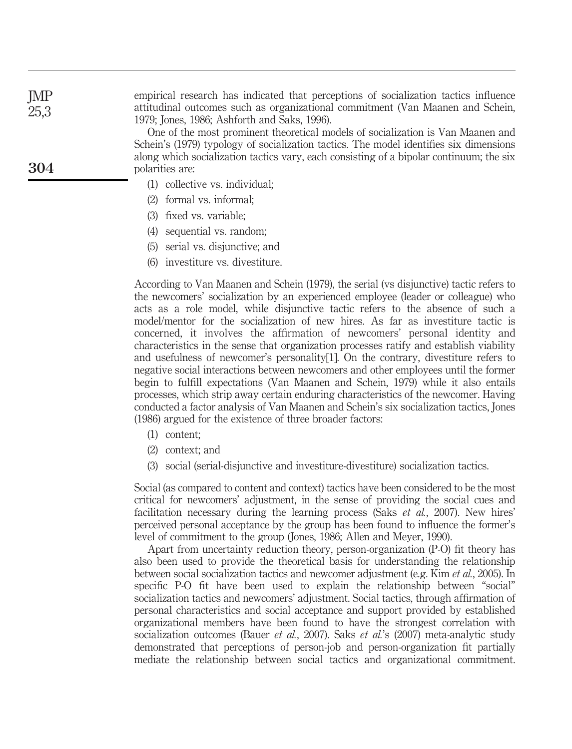empirical research has indicated that perceptions of socialization tactics influence attitudinal outcomes such as organizational commitment (Van Maanen and Schein, 1979; Jones, 1986; Ashforth and Saks, 1996).

One of the most prominent theoretical models of socialization is Van Maanen and Schein's (1979) typology of socialization tactics. The model identifies six dimensions along which socialization tactics vary, each consisting of a bipolar continuum; the six polarities are:

(1) collective vs. individual;

(2) formal vs. informal;

(3) fixed vs. variable;

(4) sequential vs. random;

(5) serial vs. disjunctive; and

(6) investiture vs. divestiture.

According to Van Maanen and Schein (1979), the serial (vs disjunctive) tactic refers to the newcomers' socialization by an experienced employee (leader or colleague) who acts as a role model, while disjunctive tactic refers to the absence of such a model/mentor for the socialization of new hires. As far as investiture tactic is concerned, it involves the affirmation of newcomers' personal identity and characteristics in the sense that organization processes ratify and establish viability and usefulness of newcomer's personality[1]. On the contrary, divestiture refers to negative social interactions between newcomers and other employees until the former begin to fulfill expectations (Van Maanen and Schein, 1979) while it also entails processes, which strip away certain enduring characteristics of the newcomer. Having conducted a factor analysis of Van Maanen and Schein's six socialization tactics, Jones (1986) argued for the existence of three broader factors:

(1) content;

(2) context; and

(3) social (serial-disjunctive and investiture-divestiture) socialization tactics.

Social (as compared to content and context) tactics have been considered to be the most critical for newcomers' adjustment, in the sense of providing the social cues and facilitation necessary during the learning process (Saks *et al.*, 2007). New hires' perceived personal acceptance by the group has been found to influence the former's level of commitment to the group (Jones, 1986; Allen and Meyer, 1990).

Apart from uncertainty reduction theory, person-organization (P-O) fit theory has also been used to provide the theoretical basis for understanding the relationship between social socialization tactics and newcomer adjustment (e.g. Kim *et al.*, 2005). In specific P-O fit have been used to explain the relationship between "social" socialization tactics and newcomers' adjustment. Social tactics, through affirmation of personal characteristics and social acceptance and support provided by established organizational members have been found to have the strongest correlation with socialization outcomes (Bauer *et al.*, 2007). Saks *et al.*'s (2007) meta-analytic study demonstrated that perceptions of person-job and person-organization fit partially mediate the relationship between social tactics and organizational commitment.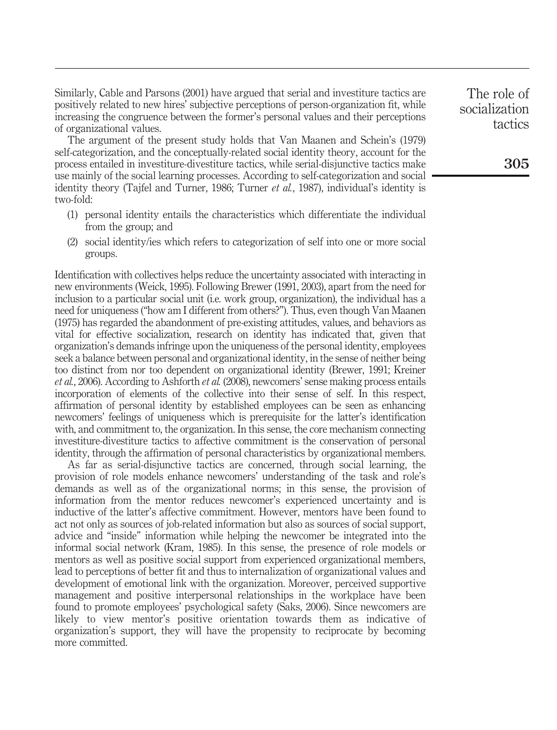Similarly, Cable and Parsons (2001) have argued that serial and investiture tactics are positively related to new hires' subjective perceptions of person-organization fit, while increasing the congruence between the former's personal values and their perceptions of organizational values.

The argument of the present study holds that Van Maanen and Schein's (1979) self-categorization, and the conceptually-related social identity theory, account for the process entailed in investiture-divestiture tactics, while serial-disjunctive tactics make use mainly of the social learning processes. According to self-categorization and social identity theory (Tajfel and Turner, 1986; Turner *et al.*, 1987), individual's identity is two-fold:

1. personal identity entails the characteristics which differentiate the individual from the group; and
2. social identity/ies which refers to categorization of self into one or more social groups.

Identification with collectives helps reduce the uncertainty associated with interacting in new environments (Weick, 1995). Following Brewer (1991, 2003), apart from the need for inclusion to a particular social unit (i.e. work group, organization), the individual has a need for uniqueness ("how am I different from others?"). Thus, even though Van Maanen (1975) has regarded the abandonment of pre-existing attitudes, values, and behaviors as vital for effective socialization, research on identity has indicated that, given that organization's demands infringe upon the uniqueness of the personal identity, employees seek a balance between personal and organizational identity, in the sense of neither being too distinct from nor too dependent on organizational identity (Brewer, 1991; Kreiner *et al.*, 2006). According to Ashforth *et al.* (2008), newcomers' sense making process entails incorporation of elements of the collective into their sense of self. In this respect, affirmation of personal identity by established employees can be seen as enhancing newcomers' feelings of uniqueness which is prerequisite for the latter's identification with, and commitment to, the organization. In this sense, the core mechanism connecting investiture-divestiture tactics to affective commitment is the conservation of personal identity, through the affirmation of personal characteristics by organizational members.

As far as serial-disjunctive tactics are concerned, through social learning, the provision of role models enhance newcomers' understanding of the task and role's demands as well as of the organizational norms; in this sense, the provision of information from the mentor reduces newcomer's experienced uncertainty and is inductive of the latter's affective commitment. However, mentors have been found to act not only as sources of job-related information but also as sources of social support, advice and "inside" information while helping the newcomer be integrated into the informal social network (Kram, 1985). In this sense, the presence of role models or mentors as well as positive social support from experienced organizational members, lead to perceptions of better fit and thus to internalization of organizational values and development of emotional link with the organization. Moreover, perceived supportive management and positive interpersonal relationships in the workplace have been found to promote employees' psychological safety (Saks, 2006). Since newcomers are likely to view mentor's positive orientation towards them as indicative of organization's support, they will have the propensity to reciprocate by becoming more committed.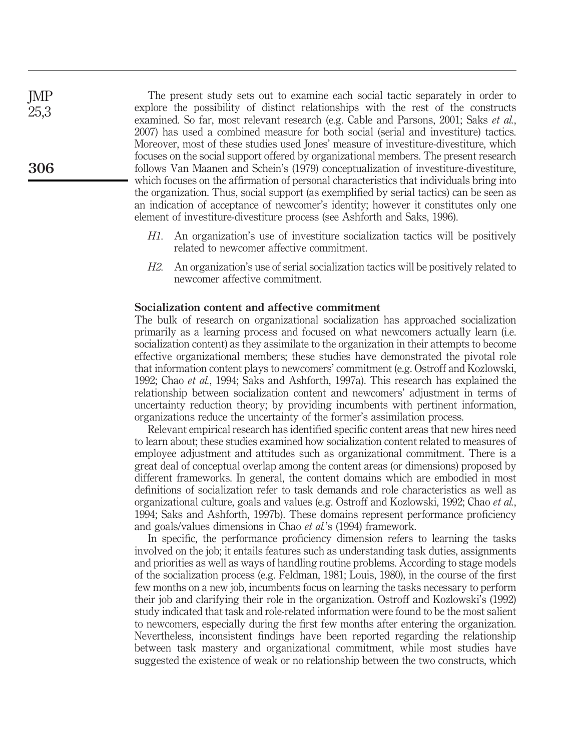The present study sets out to examine each social tactic separately in order to explore the possibility of distinct relationships with the rest of the constructs examined. So far, most relevant research (e.g. Cable and Parsons, 2001; Saks *et al.*, 2007) has used a combined measure for both social (serial and investiture) tactics. Moreover, most of these studies used Jones' measure of investiture-divestiture, which focuses on the social support offered by organizational members. The present research follows Van Maanen and Schein's (1979) conceptualization of investiture-divestiture, which focuses on the affirmation of personal characteristics that individuals bring into the organization. Thus, social support (as exemplified by serial tactics) can be seen as an indication of acceptance of newcomer's identity; however it constitutes only one element of investiture-divestiture process (see Ashforth and Saks, 1996).

- *H1*. An organization's use of investiture socialization tactics will be positively related to newcomer affective commitment.
- *H2*. An organization's use of serial socialization tactics will be positively related to newcomer affective commitment.

## Socialization content and affective commitment

The bulk of research on organizational socialization has approached socialization primarily as a learning process and focused on what newcomers actually learn (i.e. socialization content) as they assimilate to the organization in their attempts to become effective organizational members; these studies have demonstrated the pivotal role that information content plays to newcomers' commitment (e.g. Ostroff and Kozlowski, 1992; Chao *et al.*, 1994; Saks and Ashforth, 1997a). This research has explained the relationship between socialization content and newcomers' adjustment in terms of uncertainty reduction theory; by providing incumbents with pertinent information, organizations reduce the uncertainty of the former's assimilation process.

Relevant empirical research has identified specific content areas that new hires need to learn about; these studies examined how socialization content related to measures of employee adjustment and attitudes such as organizational commitment. There is a great deal of conceptual overlap among the content areas (or dimensions) proposed by different frameworks. In general, the content domains which are embodied in most definitions of socialization refer to task demands and role characteristics as well as organizational culture, goals and values (e.g. Ostroff and Kozlowski, 1992; Chao *et al.*, 1994; Saks and Ashforth, 1997b). These domains represent performance proficiency and goals/values dimensions in Chao *et al.*'s (1994) framework.

In specific, the performance proficiency dimension refers to learning the tasks involved on the job; it entails features such as understanding task duties, assignments and priorities as well as ways of handling routine problems. According to stage models of the socialization process (e.g. Feldman, 1981; Louis, 1980), in the course of the first few months on a new job, incumbents focus on learning the tasks necessary to perform their job and clarifying their role in the organization. Ostroff and Kozlowski's (1992) study indicated that task and role-related information were found to be the most salient to newcomers, especially during the first few months after entering the organization. Nevertheless, inconsistent findings have been reported regarding the relationship between task mastery and organizational commitment, while most studies have suggested the existence of weak or no relationship between the two constructs, which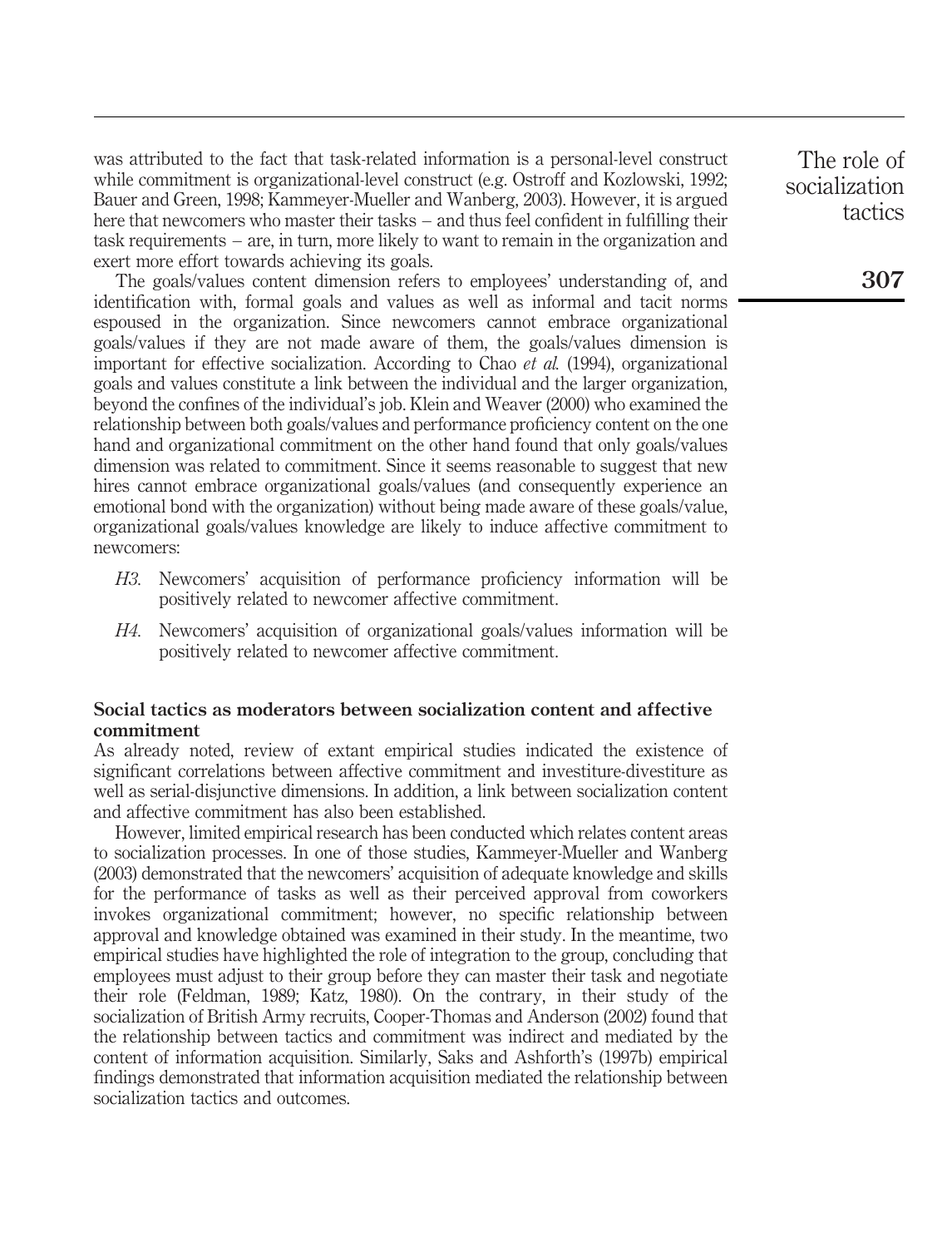was attributed to the fact that task-related information is a personal-level construct while commitment is organizational-level construct (e.g. Ostroff and Kozlowski, 1992; Bauer and Green, 1998; Kammeyer-Mueller and Wanberg, 2003). However, it is argued here that newcomers who master their tasks – and thus feel confident in fulfilling their task requirements – are, in turn, more likely to want to remain in the organization and exert more effort towards achieving its goals.

The goals/values content dimension refers to employees' understanding of, and identification with, formal goals and values as well as informal and tacit norms espoused in the organization. Since newcomers cannot embrace organizational goals/values if they are not made aware of them, the goals/values dimension is important for effective socialization. According to Chao *et al.* (1994), organizational goals and values constitute a link between the individual and the larger organization, beyond the confines of the individual's job. Klein and Weaver (2000) who examined the relationship between both goals/values and performance proficiency content on the one hand and organizational commitment on the other hand found that only goals/values dimension was related to commitment. Since it seems reasonable to suggest that new hires cannot embrace organizational goals/values (and consequently experience an emotional bond with the organization) without being made aware of these goals/value, organizational goals/values knowledge are likely to induce affective commitment to newcomers:

- *H3.* Newcomers' acquisition of performance proficiency information will be positively related to newcomer affective commitment.
- *H4.* Newcomers' acquisition of organizational goals/values information will be positively related to newcomer affective commitment.

### Social tactics as moderators between socialization content and affective commitment

As already noted, review of extant empirical studies indicated the existence of significant correlations between affective commitment and investiture-divestiture as well as serial-disjunctive dimensions. In addition, a link between socialization content and affective commitment has also been established.

However, limited empirical research has been conducted which relates content areas to socialization processes. In one of those studies, Kammeyer-Mueller and Wanberg (2003) demonstrated that the newcomers' acquisition of adequate knowledge and skills for the performance of tasks as well as their perceived approval from coworkers invokes organizational commitment; however, no specific relationship between approval and knowledge obtained was examined in their study. In the meantime, two empirical studies have highlighted the role of integration to the group, concluding that employees must adjust to their group before they can master their task and negotiate their role (Feldman, 1989; Katz, 1980). On the contrary, in their study of the socialization of British Army recruits, Cooper-Thomas and Anderson (2002) found that the relationship between tactics and commitment was indirect and mediated by the content of information acquisition. Similarly, Saks and Ashforth's (1997b) empirical findings demonstrated that information acquisition mediated the relationship between socialization tactics and outcomes.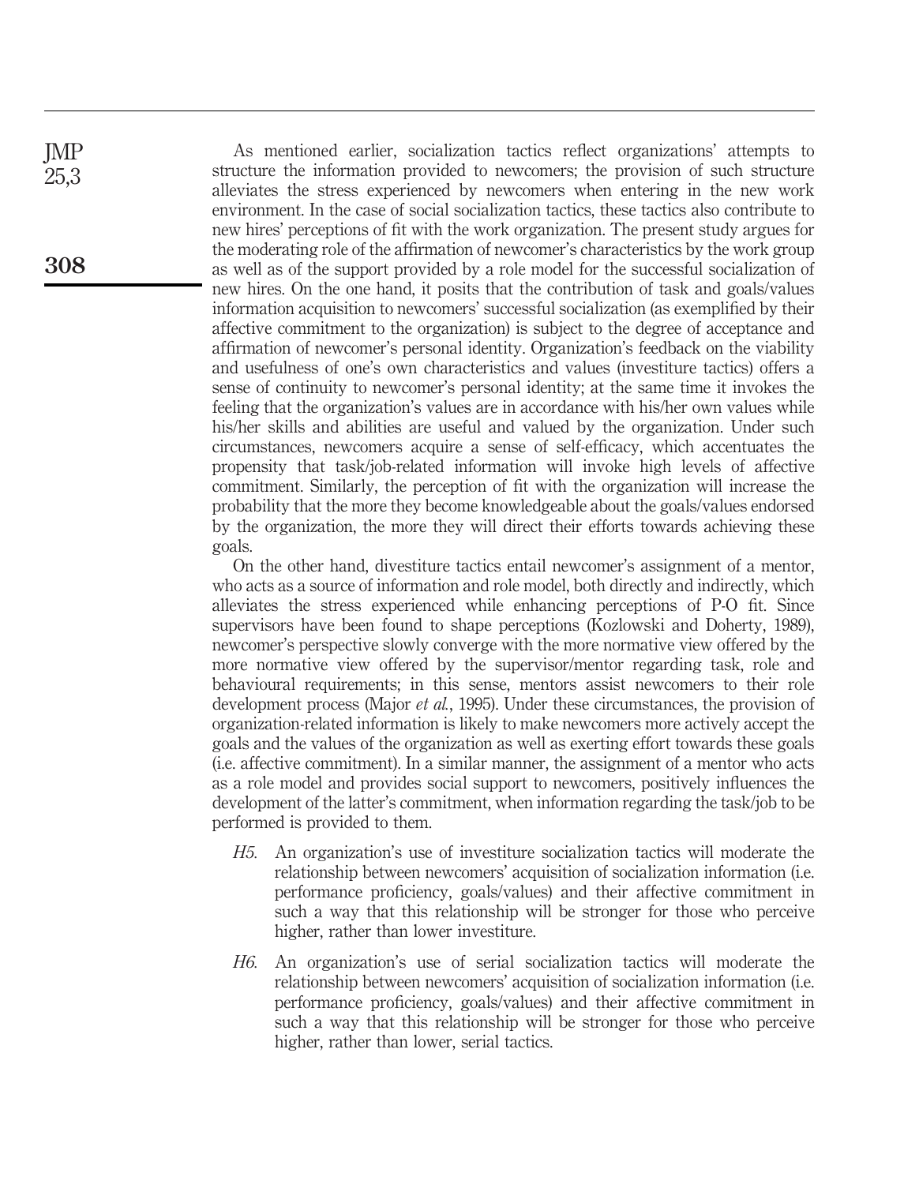As mentioned earlier, socialization tactics reflect organizations' attempts to structure the information provided to newcomers; the provision of such structure alleviates the stress experienced by newcomers when entering in the new work environment. In the case of social socialization tactics, these tactics also contribute to new hires' perceptions of fit with the work organization. The present study argues for the moderating role of the affirmation of newcomer's characteristics by the work group as well as of the support provided by a role model for the successful socialization of new hires. On the one hand, it posits that the contribution of task and goals/values information acquisition to newcomers' successful socialization (as exemplified by their affective commitment to the organization) is subject to the degree of acceptance and affirmation of newcomer's personal identity. Organization's feedback on the viability and usefulness of one's own characteristics and values (investiture tactics) offers a sense of continuity to newcomer's personal identity; at the same time it invokes the feeling that the organization's values are in accordance with his/her own values while his/her skills and abilities are useful and valued by the organization. Under such circumstances, newcomers acquire a sense of self-efficacy, which accentuates the propensity that task/job-related information will invoke high levels of affective commitment. Similarly, the perception of fit with the organization will increase the probability that the more they become knowledgeable about the goals/values endorsed by the organization, the more they will direct their efforts towards achieving these goals.

On the other hand, divestiture tactics entail newcomer's assignment of a mentor, who acts as a source of information and role model, both directly and indirectly, which alleviates the stress experienced while enhancing perceptions of P-O fit. Since supervisors have been found to shape perceptions (Kozlowski and Doherty, 1989), newcomer's perspective slowly converge with the more normative view offered by the more normative view offered by the supervisor/mentor regarding task, role and behavioural requirements; in this sense, mentors assist newcomers to their role development process (Major *et al.*, 1995). Under these circumstances, the provision of organization-related information is likely to make newcomers more actively accept the goals and the values of the organization as well as exerting effort towards these goals (i.e. affective commitment). In a similar manner, the assignment of a mentor who acts as a role model and provides social support to newcomers, positively influences the development of the latter's commitment, when information regarding the task/job to be performed is provided to them.

*H5*. An organization's use of investiture socialization tactics will moderate the relationship between newcomers' acquisition of socialization information (i.e. performance proficiency, goals/values) and their affective commitment in such a way that this relationship will be stronger for those who perceive higher, rather than lower investiture.

*H6*. An organization's use of serial socialization tactics will moderate the relationship between newcomers' acquisition of socialization information (i.e. performance proficiency, goals/values) and their affective commitment in such a way that this relationship will be stronger for those who perceive higher, rather than lower, serial tactics.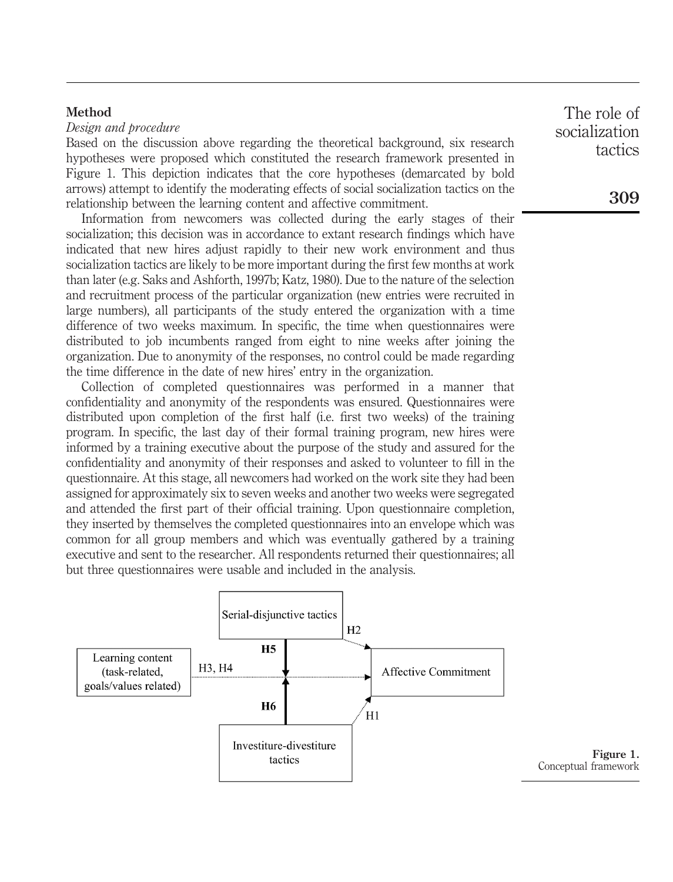## Method

### *Design and procedure*

Based on the discussion above regarding the theoretical background, six research hypotheses were proposed which constituted the research framework presented in Figure 1. This depiction indicates that the core hypotheses (demarcated by bold arrows) attempt to identify the moderating effects of social socialization tactics on the relationship between the learning content and affective commitment.

Information from newcomers was collected during the early stages of their socialization; this decision was in accordance to extant research findings which have indicated that new hires adjust rapidly to their new work environment and thus socialization tactics are likely to be more important during the first few months at work than later (e.g. Saks and Ashforth, 1997b; Katz, 1980). Due to the nature of the selection and recruitment process of the particular organization (new entries were recruited in large numbers), all participants of the study entered the organization with a time difference of two weeks maximum. In specific, the time when questionnaires were distributed to job incumbents ranged from eight to nine weeks after joining the organization. Due to anonymity of the responses, no control could be made regarding the time difference in the date of new hires' entry in the organization.

Collection of completed questionnaires was performed in a manner that confidentiality and anonymity of the respondents was ensured. Questionnaires were distributed upon completion of the first half (i.e. first two weeks) of the training program. In specific, the last day of their formal training program, new hires were informed by a training executive about the purpose of the study and assured for the confidentiality and anonymity of their responses and asked to volunteer to fill in the questionnaire. At this stage, all newcomers had worked on the work site they had been assigned for approximately six to seven weeks and another two weeks were segregated and attended the first part of their official training. Upon questionnaire completion, they inserted by themselves the completed questionnaires into an envelope which was common for all group members and which was eventually gathered by a training executive and sent to the researcher. All respondents returned their questionnaires; all but three questionnaires were usable and included in the analysis.

Serial-disjunctive tactics

H2

H5

Learning content (task-related, goals/values related)

H3, H4

Affective Commitment

H6

H1

Investiture-divestiture tactics

**Figure 1.** Conceptual framework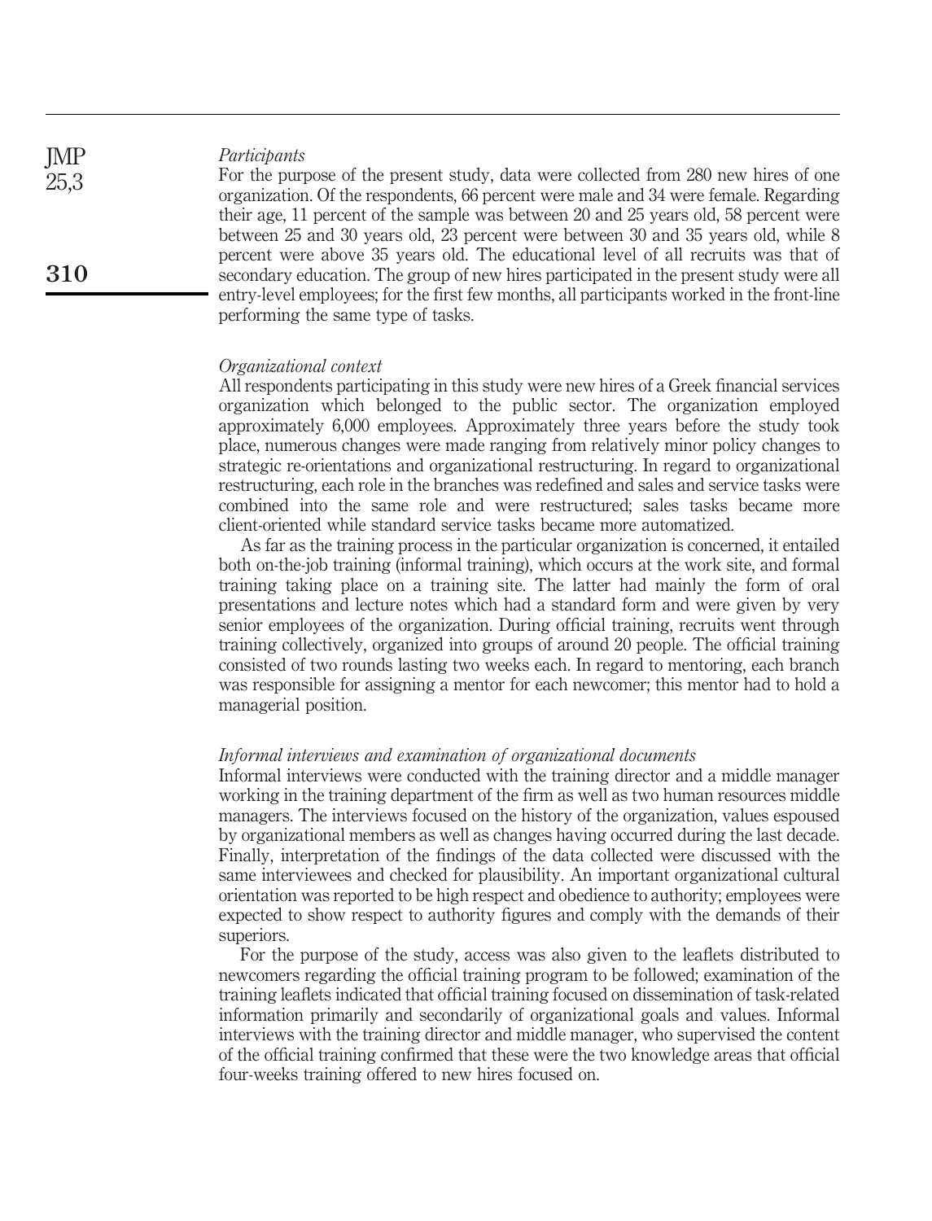*Participants*

For the purpose of the present study, data were collected from 280 new hires of one organization. Of the respondents, 66 percent were male and 34 were female. Regarding their age, 11 percent of the sample was between 20 and 25 years old, 58 percent were between 25 and 30 years old, 23 percent were between 30 and 35 years old, while 8 percent were above 35 years old. The educational level of all recruits was that of secondary education. The group of new hires participated in the present study were all entry-level employees; for the first few months, all participants worked in the front-line performing the same type of tasks.

*Organizational context*

All respondents participating in this study were new hires of a Greek financial services organization which belonged to the public sector. The organization employed approximately 6,000 employees. Approximately three years before the study took place, numerous changes were made ranging from relatively minor policy changes to strategic re-orientations and organizational restructuring. In regard to organizational restructuring, each role in the branches was redefined and sales and service tasks were combined into the same role and were restructured; sales tasks became more client-oriented while standard service tasks became more automatized.

As far as the training process in the particular organization is concerned, it entailed both on-the-job training (informal training), which occurs at the work site, and formal training taking place on a training site. The latter had mainly the form of oral presentations and lecture notes which had a standard form and were given by very senior employees of the organization. During official training, recruits went through training collectively, organized into groups of around 20 people. The official training consisted of two rounds lasting two weeks each. In regard to mentoring, each branch was responsible for assigning a mentor for each newcomer; this mentor had to hold a managerial position.

*Informal interviews and examination of organizational documents*

Informal interviews were conducted with the training director and a middle manager working in the training department of the firm as well as two human resources middle managers. The interviews focused on the history of the organization, values espoused by organizational members as well as changes having occurred during the last decade. Finally, interpretation of the findings of the data collected were discussed with the same interviewees and checked for plausibility. An important organizational cultural orientation was reported to be high respect and obedience to authority; employees were expected to show respect to authority figures and comply with the demands of their superiors.

For the purpose of the study, access was also given to the leaflets distributed to newcomers regarding the official training program to be followed; examination of the training leaflets indicated that official training focused on dissemination of task-related information primarily and secondarily of organizational goals and values. Informal interviews with the training director and middle manager, who supervised the content of the official training confirmed that these were the two knowledge areas that official four-weeks training offered to new hires focused on.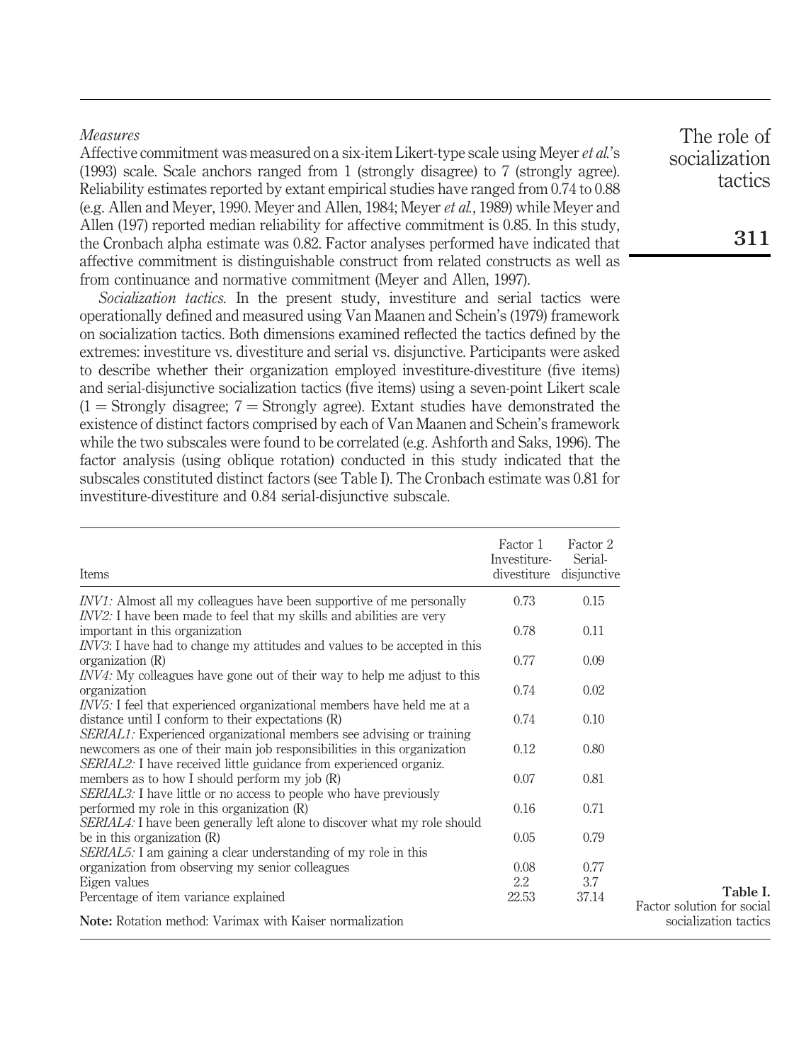*Measures*

Affective commitment was measured on a six-item Likert-type scale using Meyer *et al.*'s (1993) scale. Scale anchors ranged from 1 (strongly disagree) to 7 (strongly agree). Reliability estimates reported by extant empirical studies have ranged from 0.74 to 0.88 (e.g. Allen and Meyer, 1990. Meyer and Allen, 1984; Meyer *et al.*, 1989) while Meyer and Allen (197) reported median reliability for affective commitment is 0.85. In this study, the Cronbach alpha estimate was 0.82. Factor analyses performed have indicated that affective commitment is distinguishable construct from related constructs as well as from continuance and normative commitment (Meyer and Allen, 1997).

*Socialization tactics.* In the present study, investiture and serial tactics were operationally defined and measured using Van Maanen and Schein's (1979) framework on socialization tactics. Both dimensions examined reflected the tactics defined by the extremes: investiture vs. divestiture and serial vs. disjunctive. Participants were asked to describe whether their organization employed investiture-divestiture (five items) and serial-disjunctive socialization tactics (five items) using a seven-point Likert scale (1 = Strongly disagree; 7 = Strongly agree). Extant studies have demonstrated the existence of distinct factors comprised by each of Van Maanen and Schein's framework while the two subscales were found to be correlated (e.g. Ashforth and Saks, 1996). The factor analysis (using oblique rotation) conducted in this study indicated that the subscales constituted distinct factors (see Table I). The Cronbach estimate was 0.81 for investiture-divestiture and 0.84 serial-disjunctive subscale.

| Items | Factor 1 Investiture-divestiture | Factor 2 Serial-disjunctive |
|---|---|---|
| *INV1:* Almost all my colleagues have been supportive of me personally | 0.73 | 0.15 |
| *INV2:* I have been made to feel that my skills and abilities are very important in this organization | 0.78 | 0.11 |
| *INV3*: I have had to change my attitudes and values to be accepted in this organization (R) | 0.77 | 0.09 |
| *INV4:* My colleagues have gone out of their way to help me adjust to this organization | 0.74 | 0.02 |
| *INV5:* I feel that experienced organizational members have held me at a distance until I conform to their expectations (R) | 0.74 | 0.10 |
| *SERIAL1:* Experienced organizational members see advising or training newcomers as one of their main job responsibilities in this organization | 0.12 | 0.80 |
| *SERIAL2:* I have received little guidance from experienced organiz. members as to how I should perform my job (R) | 0.07 | 0.81 |
| *SERIAL3:* I have little or no access to people who have previously performed my role in this organization (R) | 0.16 | 0.71 |
| *SERIAL4:* I have been generally left alone to discover what my role should be in this organization (R) | 0.05 | 0.79 |
| *SERIAL5:* I am gaining a clear understanding of my role in this organization from observing my senior colleagues | 0.08 | 0.77 |
| Eigen values | 2.2 | 3.7 |
| Percentage of item variance explained | 22.53 | 37.14 |

**Note:** Rotation method: Varimax with Kaiser normalization

**Table I.** Factor solution for social socialization tactics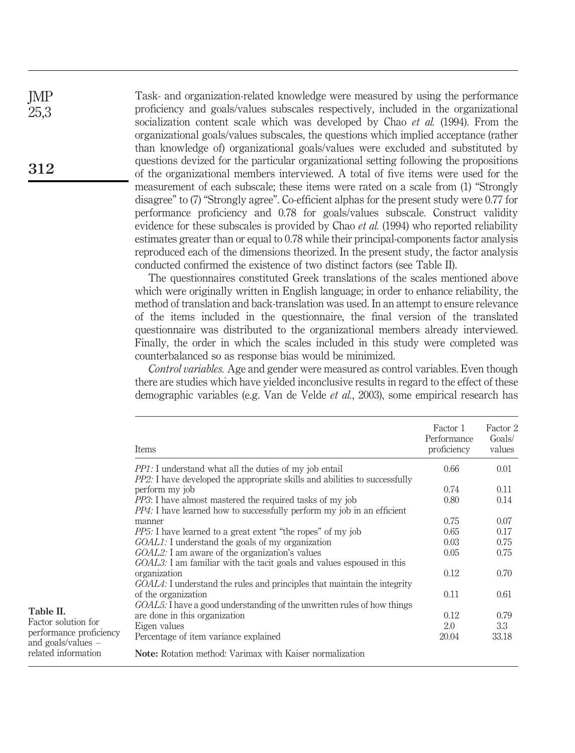Task- and organization-related knowledge were measured by using the performance proficiency and goals/values subscales respectively, included in the organizational socialization content scale which was developed by Chao *et al.* (1994). From the organizational goals/values subscales, the questions which implied acceptance (rather than knowledge of) organizational goals/values were excluded and substituted by questions devized for the particular organizational setting following the propositions of the organizational members interviewed. A total of five items were used for the measurement of each subscale; these items were rated on a scale from (1) "Strongly disagree" to (7) "Strongly agree". Co-efficient alphas for the present study were 0.77 for performance proficiency and 0.78 for goals/values subscale. Construct validity evidence for these subscales is provided by Chao *et al.* (1994) who reported reliability estimates greater than or equal to 0.78 while their principal-components factor analysis reproduced each of the dimensions theorized. In the present study, the factor analysis conducted confirmed the existence of two distinct factors (see Table II).

The questionnaires constituted Greek translations of the scales mentioned above which were originally written in English language; in order to enhance reliability, the method of translation and back-translation was used. In an attempt to ensure relevance of the items included in the questionnaire, the final version of the translated questionnaire was distributed to the organizational members already interviewed. Finally, the order in which the scales included in this study were completed was counterbalanced so as response bias would be minimized.

*Control variables.* Age and gender were measured as control variables. Even though there are studies which have yielded inconclusive results in regard to the effect of these demographic variables (e.g. Van de Velde *et al.*, 2003), some empirical research has

**Table II.** Factor solution for performance proficiency and goals/values – related information

| Items | Factor 1 Performance proficiency | Factor 2 Goals/values |
|---|---|---|
| *PP1:* I understand what all the duties of my job entail | 0.66 | 0.01 |
| *PP2:* I have developed the appropriate skills and abilities to successfully perform my job | 0.74 | 0.11 |
| *PP3*: I have almost mastered the required tasks of my job | 0.80 | 0.14 |
| *PP4:* I have learned how to successfully perform my job in an efficient manner | 0.75 | 0.07 |
| *PP5:* I have learned to a great extent "the ropes" of my job | 0.65 | 0.17 |
| *GOAL1:* I understand the goals of my organization | 0.03 | 0.75 |
| *GOAL2:* I am aware of the organization's values | 0.05 | 0.75 |
| *GOAL3:* I am familiar with the tacit goals and values espoused in this organization | 0.12 | 0.70 |
| *GOAL4:* I understand the rules and principles that maintain the integrity of the organization | 0.11 | 0.61 |
| *GOAL5:* I have a good understanding of the unwritten rules of how things are done in this organization | 0.12 | 0.79 |
| Eigen values | 2.0 | 3.3 |
| Percentage of item variance explained | 20.04 | 33.18 |

**Note:** Rotation method: Varimax with Kaiser normalization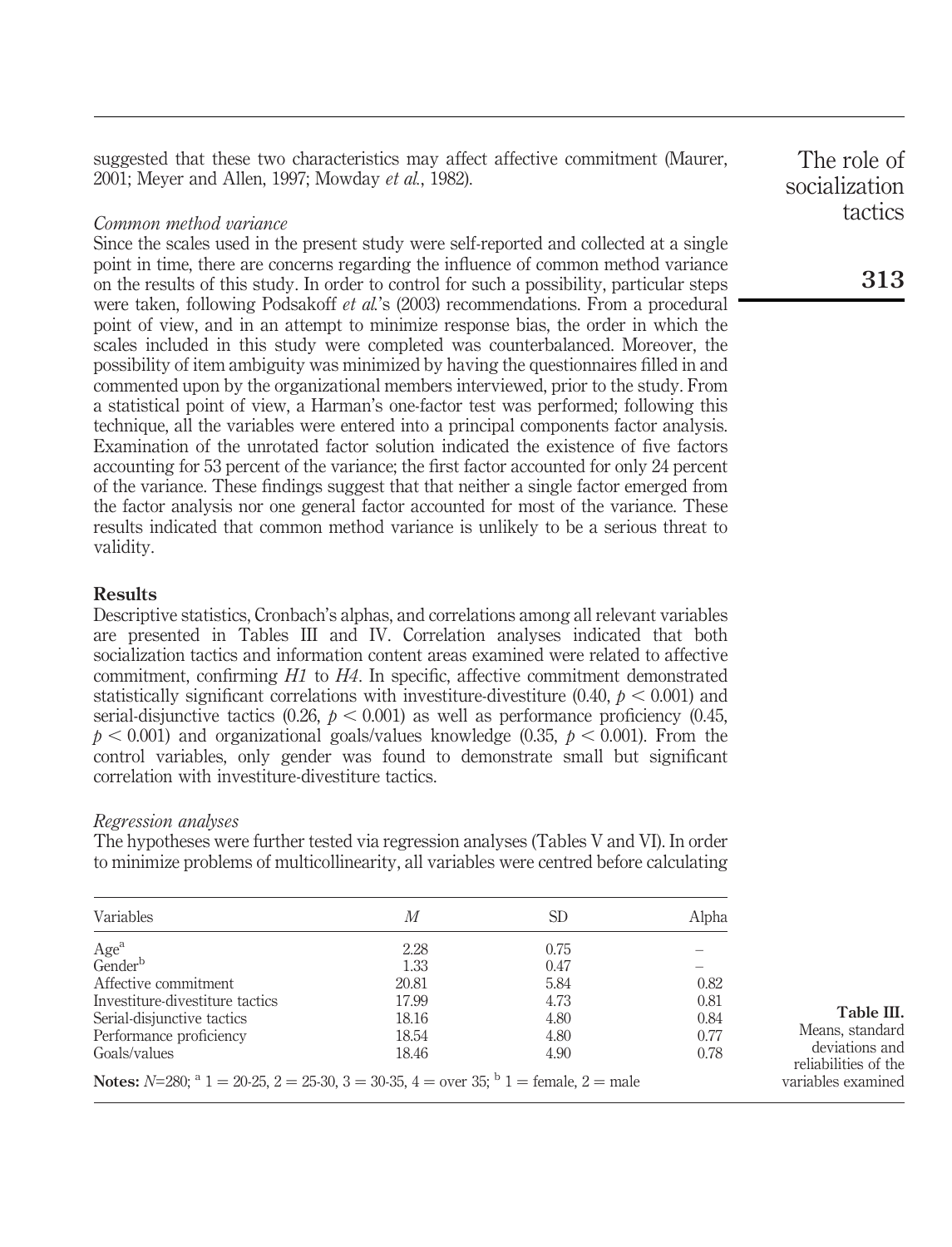suggested that these two characteristics may affect affective commitment (Maurer, 2001; Meyer and Allen, 1997; Mowday *et al.*, 1982).

### *Common method variance*

Since the scales used in the present study were self-reported and collected at a single point in time, there are concerns regarding the influence of common method variance on the results of this study. In order to control for such a possibility, particular steps were taken, following Podsakoff *et al.*'s (2003) recommendations. From a procedural point of view, and in an attempt to minimize response bias, the order in which the scales included in this study were completed was counterbalanced. Moreover, the possibility of item ambiguity was minimized by having the questionnaires filled in and commented upon by the organizational members interviewed, prior to the study. From a statistical point of view, a Harman's one-factor test was performed; following this technique, all the variables were entered into a principal components factor analysis. Examination of the unrotated factor solution indicated the existence of five factors accounting for 53 percent of the variance; the first factor accounted for only 24 percent of the variance. These findings suggest that that neither a single factor emerged from the factor analysis nor one general factor accounted for most of the variance. These results indicated that common method variance is unlikely to be a serious threat to validity.

## Results

Descriptive statistics, Cronbach's alphas, and correlations among all relevant variables are presented in Tables III and IV. Correlation analyses indicated that both socialization tactics and information content areas examined were related to affective commitment, confirming *H1* to *H4*. In specific, affective commitment demonstrated statistically significant correlations with investiture-divestiture (0.40, $p < 0.001$) and serial-disjunctive tactics (0.26, $p < 0.001$) as well as performance proficiency (0.45, $p < 0.001$) and organizational goals/values knowledge (0.35, $p < 0.001$). From the control variables, only gender was found to demonstrate small but significant correlation with investiture-divestiture tactics.

### *Regression analyses*

The hypotheses were further tested via regression analyses (Tables V and VI). In order to minimize problems of multicollinearity, all variables were centred before calculating

| Variables | $M$ | SD | Alpha |
|---|---|---|---|
| Age[a] | 2.28 | 0.75 | – |
| Gender[b] | 1.33 | 0.47 | – |
| Affective commitment | 20.81 | 5.84 | 0.82 |
| Investiture-divestiture tactics | 17.99 | 4.73 | 0.81 |
| Serial-disjunctive tactics | 18.16 | 4.80 | 0.84 |
| Performance proficiency | 18.54 | 4.80 | 0.77 |
| Goals/values | 18.46 | 4.90 | 0.78 |

**Notes:** $N$=280; [a] 1 = 20-25, 2 = 25-30, 3 = 30-35, 4 = over 35; [b] 1 = female, 2 = male

**Table III.** Means, standard deviations and reliabilities of the variables examined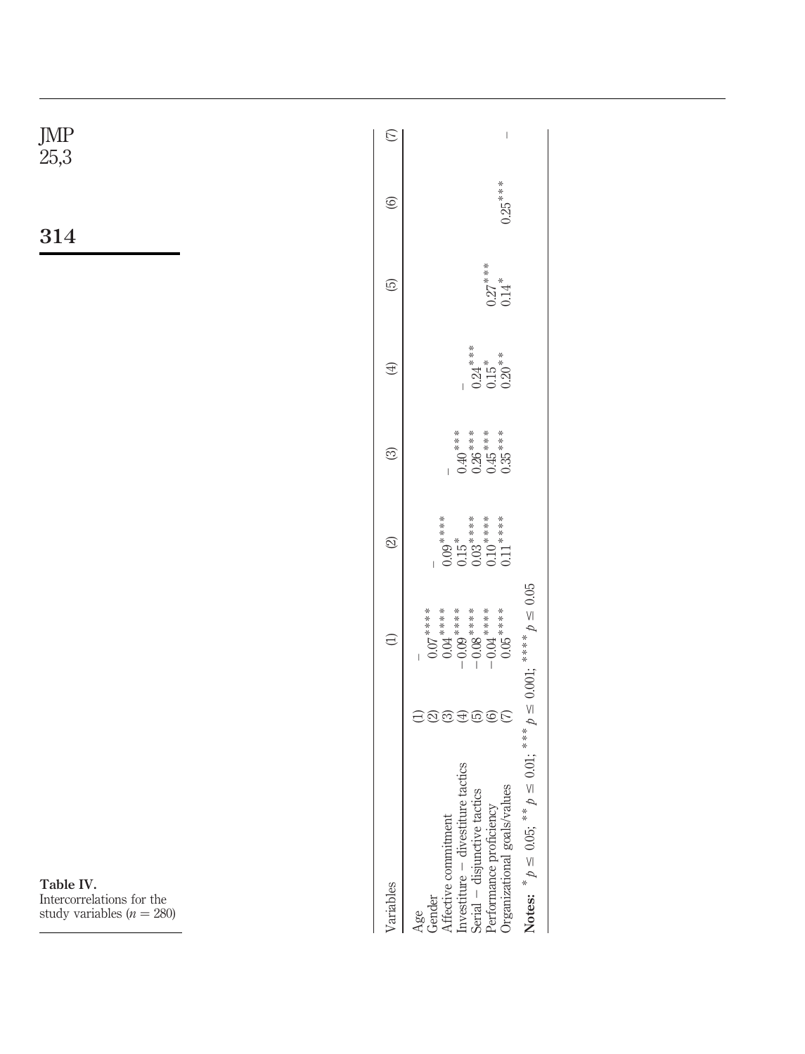**Table IV.** Intercorrelations for the study variables ($n = 280$)

| Variables | | (1) | (2) | (3) | (4) | (5) | (6) | (7) |
|---|---|---|---|---|---|---|---|---|
| Age | (1) | – | | | | | | |
| Gender | (2) | 0.07**** | – | | | | | |
| Affective commitment | (3) | 0.04**** | 0.09**** | – | | | | |
| Investiture – divestiture tactics | (4) | −0.09**** | 0.15* | 0.40*** | – | | | |
| Serial – disjunctive tactics | (5) | −0.08**** | 0.03**** | 0.26*** | 0.24*** | – | | |
| Performance proficiency | (6) | −0.04**** | 0.10**** | 0.45*** | 0.15* | 0.27*** | – | |
| Organizational goals/values | (7) | 0.05**** | 0.11**** | 0.35*** | 0.20** | 0.14* | 0.25*** | – |

**Notes:** $^{*}p \leq 0.05$; $^{**}p \leq 0.01$; $^{***}p \leq 0.001$; $^{****}p \leq 0.05$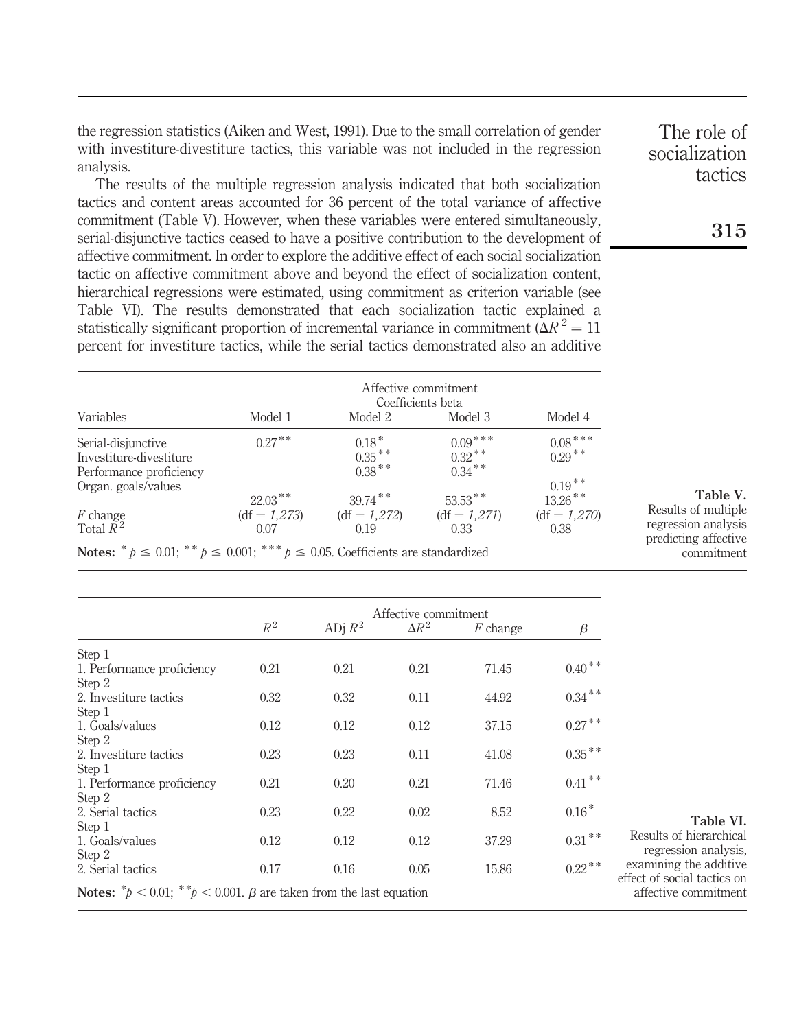the regression statistics (Aiken and West, 1991). Due to the small correlation of gender with investiture-divestiture tactics, this variable was not included in the regression analysis.

The results of the multiple regression analysis indicated that both socialization tactics and content areas accounted for 36 percent of the total variance of affective commitment (Table V). However, when these variables were entered simultaneously, serial-disjunctive tactics ceased to have a positive contribution to the development of affective commitment. In order to explore the additive effect of each social socialization tactic on affective commitment above and beyond the effect of socialization content, hierarchical regressions were estimated, using commitment as criterion variable (see Table VI). The results demonstrated that each socialization tactic explained a statistically significant proportion of incremental variance in commitment ($\Delta R^2 = 11$ percent for investiture tactics, while the serial tactics demonstrated also an additive

**Table V.** Results of multiple regression analysis predicting affective commitment

| Variables | Model 1 | Model 2 | Model 3 | Model 4 |
|---|---|---|---|---|
| | Affective commitment Coefficients beta | | | |
| Serial-disjunctive | $0.27^{**}$ | $0.18^{*}$ | $0.09^{***}$ | $0.08^{***}$ |
| Investiture-divestiture | | $0.35^{**}$ | $0.32^{**}$ | $0.29^{**}$ |
| Performance proficiency | | $0.38^{**}$ | $0.34^{**}$ | |
| Organ. goals/values | | | | $0.19^{**}$ |
| $F$ change | $22.03^{**}$ (df = *1,273*) | $39.74^{**}$ (df = *1,272*) | $53.53^{**}$ (df = *1,271*) | $13.26^{**}$ (df = *1,270*) |
| Total $R^2$ | 0.07 | 0.19 | 0.33 | 0.38 |

**Notes:** $^{*}p \leq 0.01$; $^{**}p \leq 0.001$; $^{***}p \leq 0.05$. Coefficients are standardized

**Table VI.** Results of hierarchical regression analysis, examining the additive effect of social tactics on affective commitment

| | $R^2$ | ADj $R^2$ | $\Delta R^2$ | $F$ change | $\beta$ |
|---|---|---|---|---|---|
| | Affective commitment | | | | |
| Step 1 | | | | | |
| 1. Performance proficiency | 0.21 | 0.21 | 0.21 | 71.45 | $0.40^{**}$ |
| Step 2 | | | | | |
| 2. Investiture tactics | 0.32 | 0.32 | 0.11 | 44.92 | $0.34^{**}$ |
| Step 1 | | | | | |
| 1. Goals/values | 0.12 | 0.12 | 0.12 | 37.15 | $0.27^{**}$ |
| Step 2 | | | | | |
| 2. Investiture tactics | 0.23 | 0.23 | 0.11 | 41.08 | $0.35^{**}$ |
| Step 1 | | | | | |
| 1. Performance proficiency | 0.21 | 0.20 | 0.21 | 71.46 | $0.41^{**}$ |
| Step 2 | | | | | |
| 2. Serial tactics | 0.23 | 0.22 | 0.02 | 8.52 | $0.16^{*}$ |
| Step 1 | | | | | |
| 1. Goals/values | 0.12 | 0.12 | 0.12 | 37.29 | $0.31^{**}$ |
| Step 2 | | | | | |
| 2. Serial tactics | 0.17 | 0.16 | 0.05 | 15.86 | $0.22^{**}$ |

**Notes:** $^{*}p < 0.01$; $^{**}p < 0.001$. $\beta$ are taken from the last equation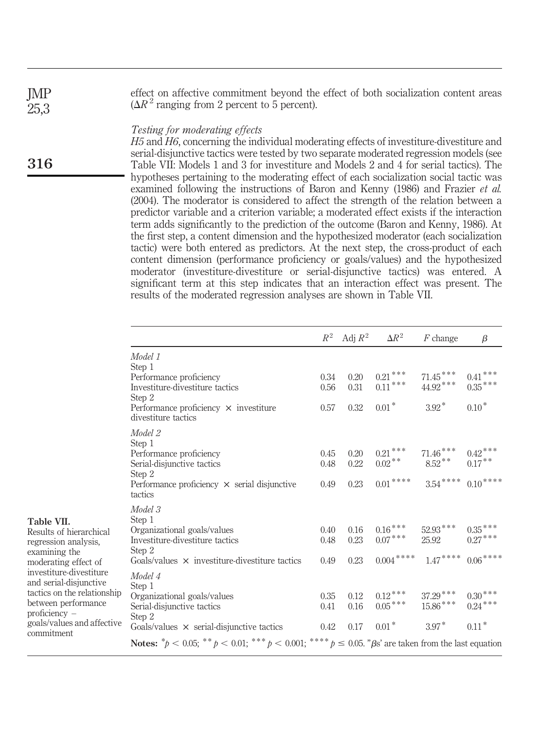effect on affective commitment beyond the effect of both socialization content areas ($\Delta R^2$ ranging from 2 percent to 5 percent).

*Testing for moderating effects*

*H5* and *H6*, concerning the individual moderating effects of investiture-divestiture and serial-disjunctive tactics were tested by two separate moderated regression models (see Table VII: Models 1 and 3 for investiture and Models 2 and 4 for serial tactics). The hypotheses pertaining to the moderating effect of each socialization social tactic was examined following the instructions of Baron and Kenny (1986) and Frazier *et al.* (2004). The moderator is considered to affect the strength of the relation between a predictor variable and a criterion variable; a moderated effect exists if the interaction term adds significantly to the prediction of the outcome (Baron and Kenny, 1986). At the first step, a content dimension and the hypothesized moderator (each socialization tactic) were both entered as predictors. At the next step, the cross-product of each content dimension (performance proficiency or goals/values) and the hypothesized moderator (investiture-divestiture or serial-disjunctive tactics) was entered. A significant term at this step indicates that an interaction effect was present. The results of the moderated regression analyses are shown in Table VII.

**Table VII.** Results of hierarchical regression analysis, examining the moderating effect of investiture-divestiture and serial-disjunctive tactics on the relationship between performance proficiency – goals/values and affective commitment

| | $R^2$ | Adj $R^2$ | $\Delta R^2$ | $F$ change | $\beta$ |
|---|---|---|---|---|---|
| *Model 1* | | | | | |
| Step 1 | | | | | |
| Performance proficiency | 0.34 | 0.20 | $0.21^{***}$ | $71.45^{***}$ | $0.41^{***}$ |
| Investiture-divestiture tactics | 0.56 | 0.31 | $0.11^{***}$ | $44.92^{***}$ | $0.35^{***}$ |
| Step 2 | | | | | |
| Performance proficiency × investiture divestiture tactics | 0.57 | 0.32 | $0.01^{*}$ | $3.92^{*}$ | $0.10^{*}$ |
| *Model 2* | | | | | |
| Step 1 | | | | | |
| Performance proficiency | 0.45 | 0.20 | $0.21^{***}$ | $71.46^{***}$ | $0.42^{***}$ |
| Serial-disjunctive tactics | 0.48 | 0.22 | $0.02^{**}$ | $8.52^{**}$ | $0.17^{**}$ |
| Step 2 | | | | | |
| Performance proficiency × serial disjunctive tactics | 0.49 | 0.23 | $0.01^{****}$ | $3.54^{****}$ | $0.10^{****}$ |
| *Model 3* | | | | | |
| Step 1 | | | | | |
| Organizational goals/values | 0.40 | 0.16 | $0.16^{***}$ | $52.93^{***}$ | $0.35^{***}$ |
| Investiture-divestiture tactics | 0.48 | 0.23 | $0.07^{***}$ | 25.92 | $0.27^{***}$ |
| Step 2 | | | | | |
| Goals/values × investiture-divestiture tactics | 0.49 | 0.23 | $0.004^{****}$ | $1.47^{****}$ | $0.06^{****}$ |
| *Model 4* | | | | | |
| Step 1 | | | | | |
| Organizational goals/values | 0.35 | 0.12 | $0.12^{***}$ | $37.29^{***}$ | $0.30^{***}$ |
| Serial-disjunctive tactics | 0.41 | 0.16 | $0.05^{***}$ | $15.86^{***}$ | $0.24^{***}$ |
| Step 2 | | | | | |
| Goals/values × serial-disjunctive tactics | 0.42 | 0.17 | $0.01^{*}$ | $3.97^{*}$ | $0.11^{*}$ |

**Notes:** $^{*}p < 0.05$; $^{**}p < 0.01$; $^{***}p < 0.001$; $^{****}p \leq 0.05$. "$\beta$s' are taken from the last equation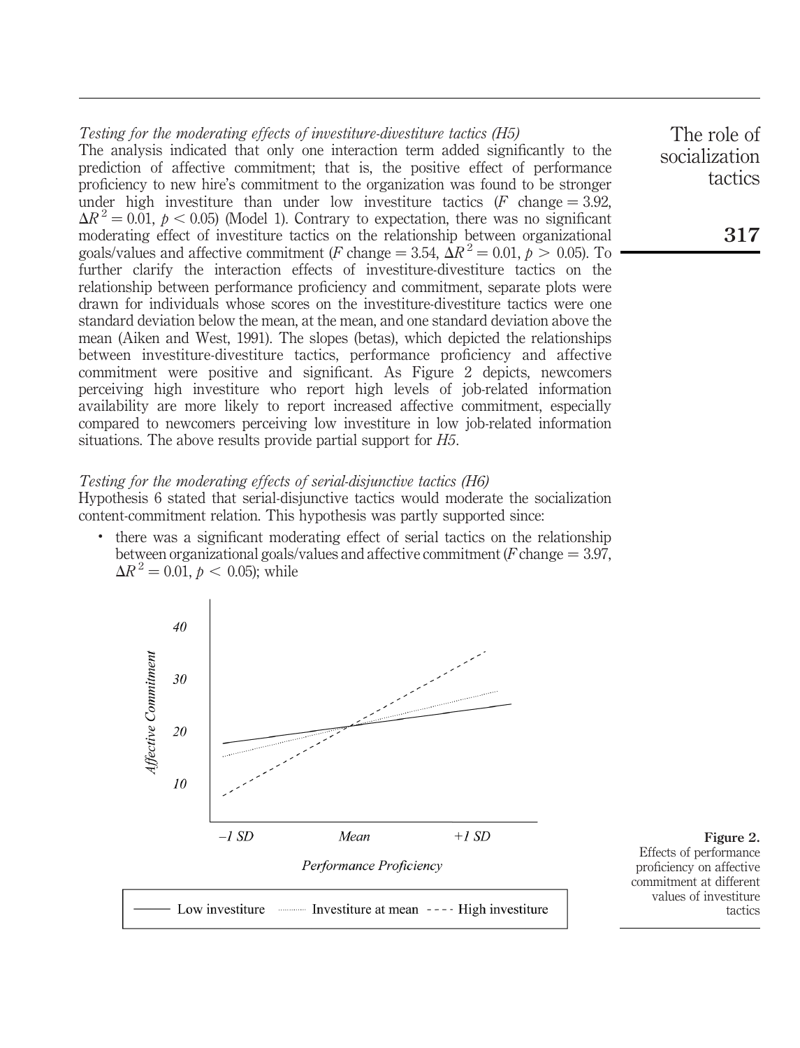*Testing for the moderating effects of investiture-divestiture tactics (H5)*

The analysis indicated that only one interaction term added significantly to the prediction of affective commitment; that is, the positive effect of performance proficiency to new hire's commitment to the organization was found to be stronger under high investiture than under low investiture tactics ($F$ change $= 3.92$, $\Delta R^2 = 0.01$, $p < 0.05$) (Model 1). Contrary to expectation, there was no significant moderating effect of investiture tactics on the relationship between organizational goals/values and affective commitment ($F$ change $= 3.54$, $\Delta R^2 = 0.01$, $p > 0.05$). To further clarify the interaction effects of investiture-divestiture tactics on the relationship between performance proficiency and commitment, separate plots were drawn for individuals whose scores on the investiture-divestiture tactics were one standard deviation below the mean, at the mean, and one standard deviation above the mean (Aiken and West, 1991). The slopes (betas), which depicted the relationships between investiture-divestiture tactics, performance proficiency and affective commitment were positive and significant. As Figure 2 depicts, newcomers perceiving high investiture who report high levels of job-related information availability are more likely to report increased affective commitment, especially compared to newcomers perceiving low investiture in low job-related information situations. The above results provide partial support for *H5*.

*Testing for the moderating effects of serial-disjunctive tactics (H6)*

Hypothesis 6 stated that serial-disjunctive tactics would moderate the socialization content-commitment relation. This hypothesis was partly supported since:

- there was a significant moderating effect of serial tactics on the relationship between organizational goals/values and affective commitment ($F$ change $= 3.97$, $\Delta R^2 = 0.01$, $p < 0.05$); while

**Figure 2.** Effects of performance proficiency on affective commitment at different values of investiture tactics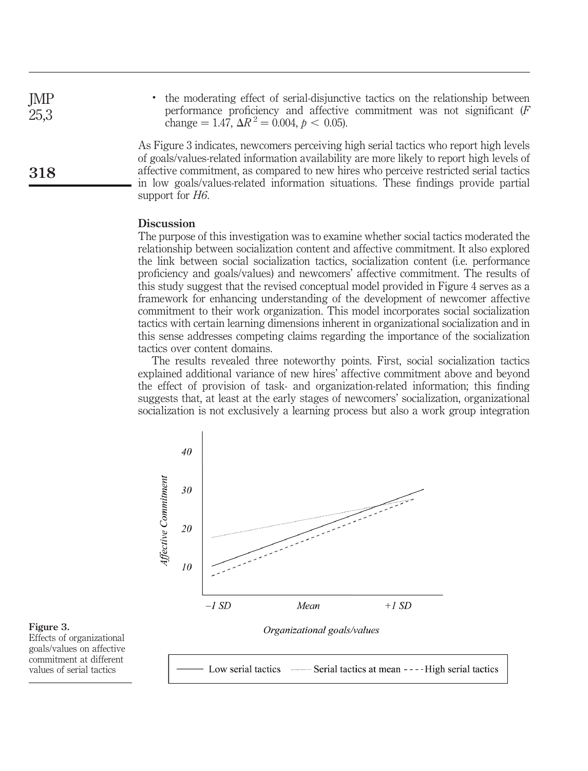- the moderating effect of serial-disjunctive tactics on the relationship between performance proficiency and affective commitment was not significant ($F$ change = 1.47, $\Delta R^2 = 0.004$, $p < 0.05$).

As Figure 3 indicates, newcomers perceiving high serial tactics who report high levels of goals/values-related information availability are more likely to report high levels of affective commitment, as compared to new hires who perceive restricted serial tactics in low goals/values-related information situations. These findings provide partial support for *H6*.

## Discussion

The purpose of this investigation was to examine whether social tactics moderated the relationship between socialization content and affective commitment. It also explored the link between social socialization tactics, socialization content (i.e. performance proficiency and goals/values) and newcomers' affective commitment. The results of this study suggest that the revised conceptual model provided in Figure 4 serves as a framework for enhancing understanding of the development of newcomer affective commitment to their work organization. This model incorporates social socialization tactics with certain learning dimensions inherent in organizational socialization and in this sense addresses competing claims regarding the importance of the socialization tactics over content domains.

The results revealed three noteworthy points. First, social socialization tactics explained additional variance of new hires' affective commitment above and beyond the effect of provision of task- and organization-related information; this finding suggests that, at least at the early stages of newcomers' socialization, organizational socialization is not exclusively a learning process but also a work group integration

**Figure 3.** Effects of organizational goals/values on affective commitment at different values of serial tactics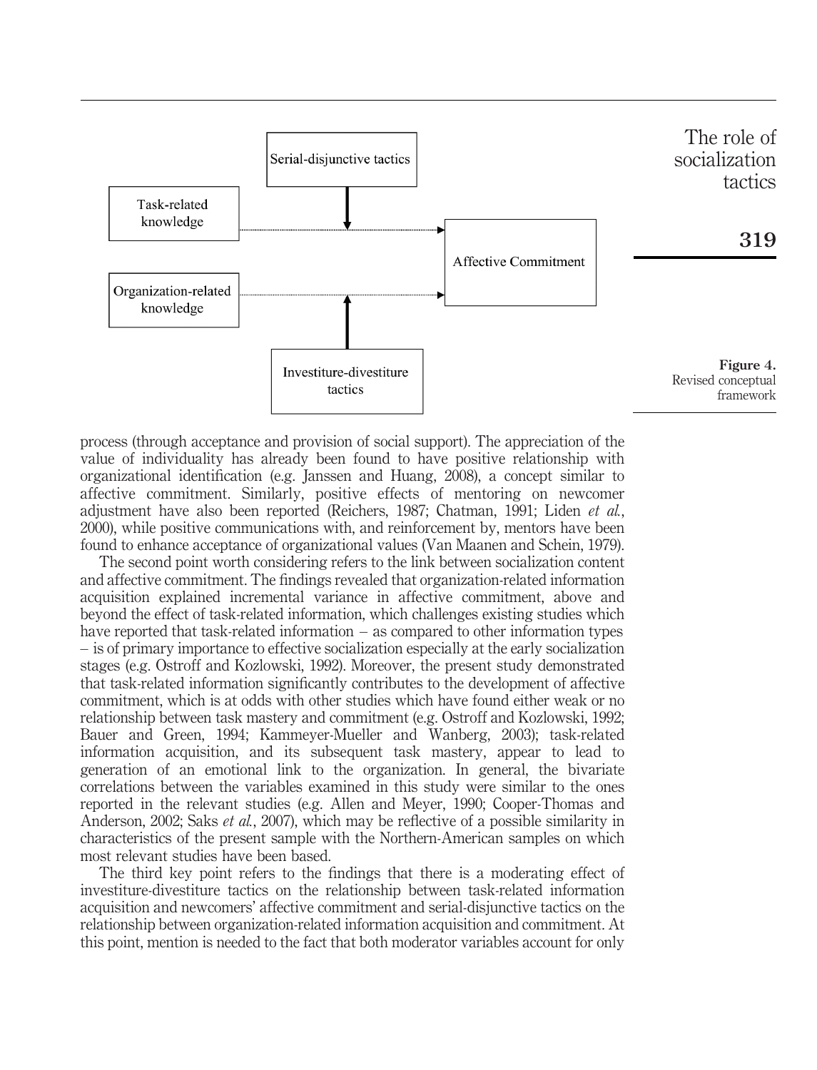Figure 4. Revised conceptual framework

process (through acceptance and provision of social support). The appreciation of the value of individuality has already been found to have positive relationship with organizational identification (e.g. Janssen and Huang, 2008), a concept similar to affective commitment. Similarly, positive effects of mentoring on newcomer adjustment have also been reported (Reichers, 1987; Chatman, 1991; Liden *et al.*, 2000), while positive communications with, and reinforcement by, mentors have been found to enhance acceptance of organizational values (Van Maanen and Schein, 1979).

The second point worth considering refers to the link between socialization content and affective commitment. The findings revealed that organization-related information acquisition explained incremental variance in affective commitment, above and beyond the effect of task-related information, which challenges existing studies which have reported that task-related information – as compared to other information types – is of primary importance to effective socialization especially at the early socialization stages (e.g. Ostroff and Kozlowski, 1992). Moreover, the present study demonstrated that task-related information significantly contributes to the development of affective commitment, which is at odds with other studies which have found either weak or no relationship between task mastery and commitment (e.g. Ostroff and Kozlowski, 1992; Bauer and Green, 1994; Kammeyer-Mueller and Wanberg, 2003); task-related information acquisition, and its subsequent task mastery, appear to lead to generation of an emotional link to the organization. In general, the bivariate correlations between the variables examined in this study were similar to the ones reported in the relevant studies (e.g. Allen and Meyer, 1990; Cooper-Thomas and Anderson, 2002; Saks *et al.*, 2007), which may be reflective of a possible similarity in characteristics of the present sample with the Northern-American samples on which most relevant studies have been based.

The third key point refers to the findings that there is a moderating effect of investiture-divestiture tactics on the relationship between task-related information acquisition and newcomers' affective commitment and serial-disjunctive tactics on the relationship between organization-related information acquisition and commitment. At this point, mention is needed to the fact that both moderator variables account for only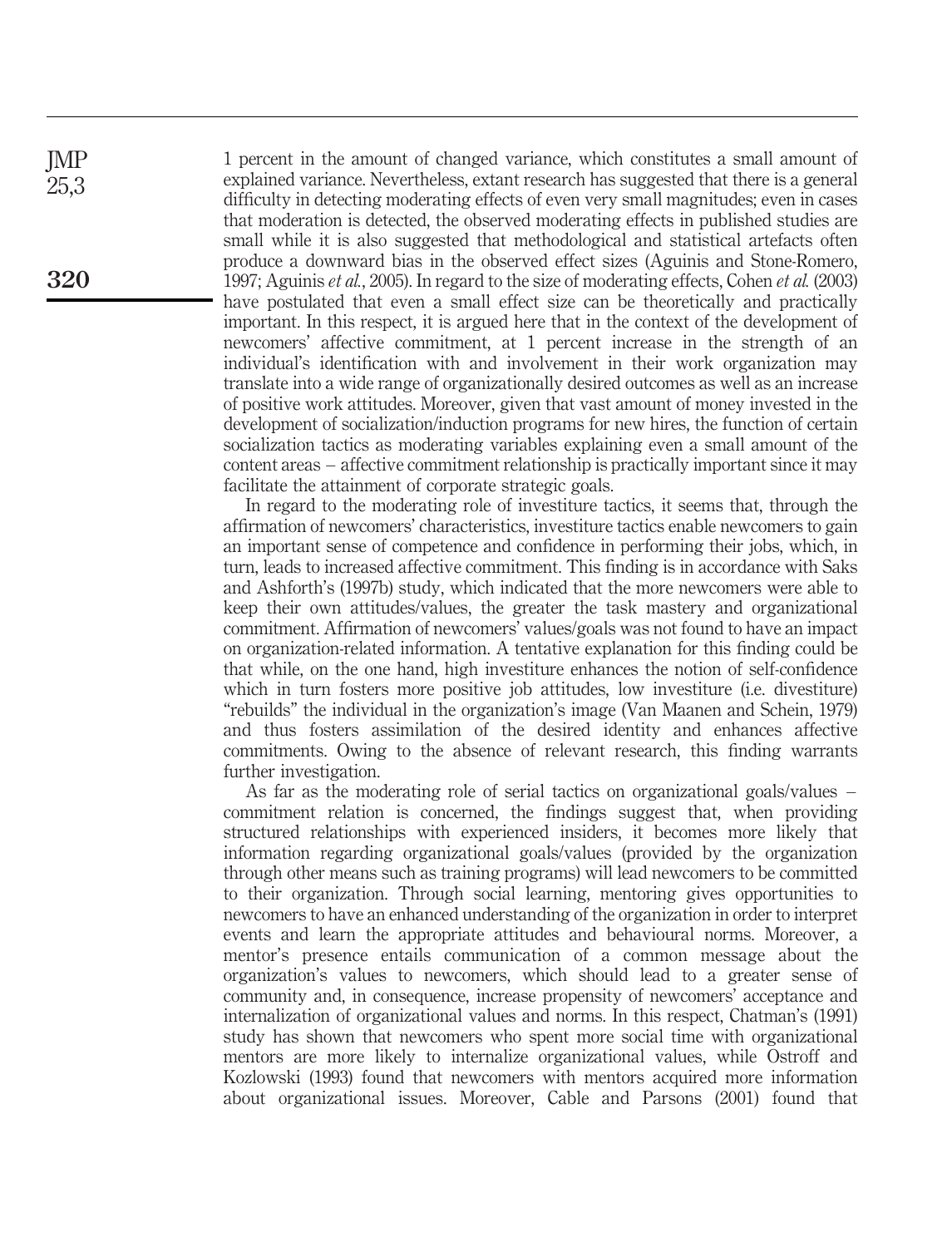1 percent in the amount of changed variance, which constitutes a small amount of explained variance. Nevertheless, extant research has suggested that there is a general difficulty in detecting moderating effects of even very small magnitudes; even in cases that moderation is detected, the observed moderating effects in published studies are small while it is also suggested that methodological and statistical artefacts often produce a downward bias in the observed effect sizes (Aguinis and Stone-Romero, 1997; Aguinis *et al.*, 2005). In regard to the size of moderating effects, Cohen *et al.* (2003) have postulated that even a small effect size can be theoretically and practically important. In this respect, it is argued here that in the context of the development of newcomers' affective commitment, at 1 percent increase in the strength of an individual's identification with and involvement in their work organization may translate into a wide range of organizationally desired outcomes as well as an increase of positive work attitudes. Moreover, given that vast amount of money invested in the development of socialization/induction programs for new hires, the function of certain socialization tactics as moderating variables explaining even a small amount of the content areas – affective commitment relationship is practically important since it may facilitate the attainment of corporate strategic goals.

In regard to the moderating role of investiture tactics, it seems that, through the affirmation of newcomers' characteristics, investiture tactics enable newcomers to gain an important sense of competence and confidence in performing their jobs, which, in turn, leads to increased affective commitment. This finding is in accordance with Saks and Ashforth's (1997b) study, which indicated that the more newcomers were able to keep their own attitudes/values, the greater the task mastery and organizational commitment. Affirmation of newcomers' values/goals was not found to have an impact on organization-related information. A tentative explanation for this finding could be that while, on the one hand, high investiture enhances the notion of self-confidence which in turn fosters more positive job attitudes, low investiture (i.e. divestiture) "rebuilds" the individual in the organization's image (Van Maanen and Schein, 1979) and thus fosters assimilation of the desired identity and enhances affective commitments. Owing to the absence of relevant research, this finding warrants further investigation.

As far as the moderating role of serial tactics on organizational goals/values – commitment relation is concerned, the findings suggest that, when providing structured relationships with experienced insiders, it becomes more likely that information regarding organizational goals/values (provided by the organization through other means such as training programs) will lead newcomers to be committed to their organization. Through social learning, mentoring gives opportunities to newcomers to have an enhanced understanding of the organization in order to interpret events and learn the appropriate attitudes and behavioural norms. Moreover, a mentor's presence entails communication of a common message about the organization's values to newcomers, which should lead to a greater sense of community and, in consequence, increase propensity of newcomers' acceptance and internalization of organizational values and norms. In this respect, Chatman's (1991) study has shown that newcomers who spent more social time with organizational mentors are more likely to internalize organizational values, while Ostroff and Kozlowski (1993) found that newcomers with mentors acquired more information about organizational issues. Moreover, Cable and Parsons (2001) found that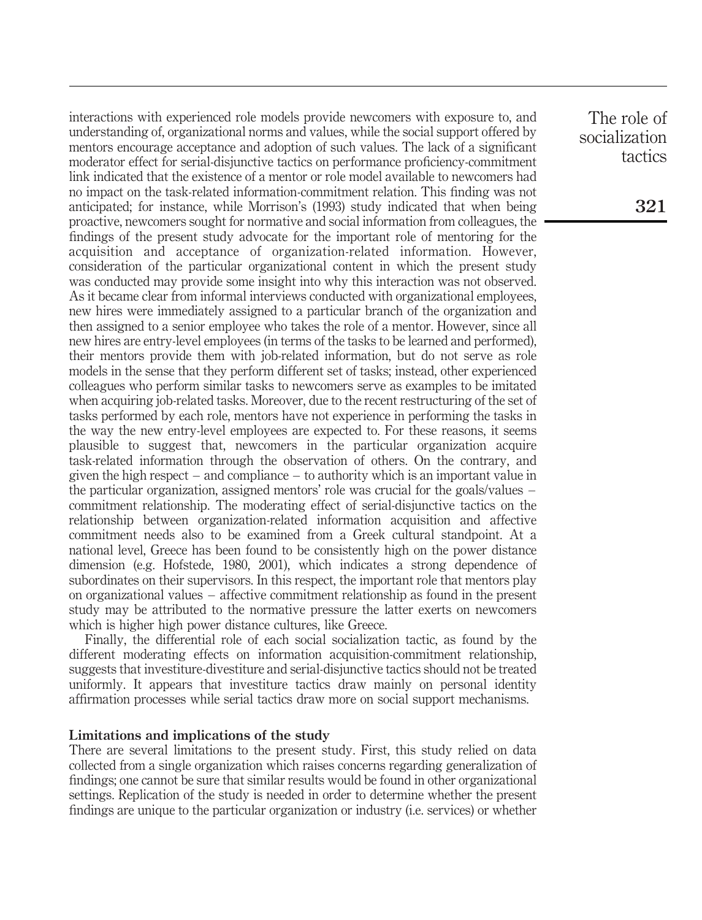interactions with experienced role models provide newcomers with exposure to, and understanding of, organizational norms and values, while the social support offered by mentors encourage acceptance and adoption of such values. The lack of a significant moderator effect for serial-disjunctive tactics on performance proficiency-commitment link indicated that the existence of a mentor or role model available to newcomers had no impact on the task-related information-commitment relation. This finding was not anticipated; for instance, while Morrison's (1993) study indicated that when being proactive, newcomers sought for normative and social information from colleagues, the findings of the present study advocate for the important role of mentoring for the acquisition and acceptance of organization-related information. However, consideration of the particular organizational content in which the present study was conducted may provide some insight into why this interaction was not observed. As it became clear from informal interviews conducted with organizational employees, new hires were immediately assigned to a particular branch of the organization and then assigned to a senior employee who takes the role of a mentor. However, since all new hires are entry-level employees (in terms of the tasks to be learned and performed), their mentors provide them with job-related information, but do not serve as role models in the sense that they perform different set of tasks; instead, other experienced colleagues who perform similar tasks to newcomers serve as examples to be imitated when acquiring job-related tasks. Moreover, due to the recent restructuring of the set of tasks performed by each role, mentors have not experience in performing the tasks in the way the new entry-level employees are expected to. For these reasons, it seems plausible to suggest that, newcomers in the particular organization acquire task-related information through the observation of others. On the contrary, and given the high respect – and compliance – to authority which is an important value in the particular organization, assigned mentors' role was crucial for the goals/values – commitment relationship. The moderating effect of serial-disjunctive tactics on the relationship between organization-related information acquisition and affective commitment needs also to be examined from a Greek cultural standpoint. At a national level, Greece has been found to be consistently high on the power distance dimension (e.g. Hofstede, 1980, 2001), which indicates a strong dependence of subordinates on their supervisors. In this respect, the important role that mentors play on organizational values – affective commitment relationship as found in the present study may be attributed to the normative pressure the latter exerts on newcomers which is higher high power distance cultures, like Greece.

Finally, the differential role of each social socialization tactic, as found by the different moderating effects on information acquisition-commitment relationship, suggests that investiture-divestiture and serial-disjunctive tactics should not be treated uniformly. It appears that investiture tactics draw mainly on personal identity affirmation processes while serial tactics draw more on social support mechanisms.

## Limitations and implications of the study

There are several limitations to the present study. First, this study relied on data collected from a single organization which raises concerns regarding generalization of findings; one cannot be sure that similar results would be found in other organizational settings. Replication of the study is needed in order to determine whether the present findings are unique to the particular organization or industry (i.e. services) or whether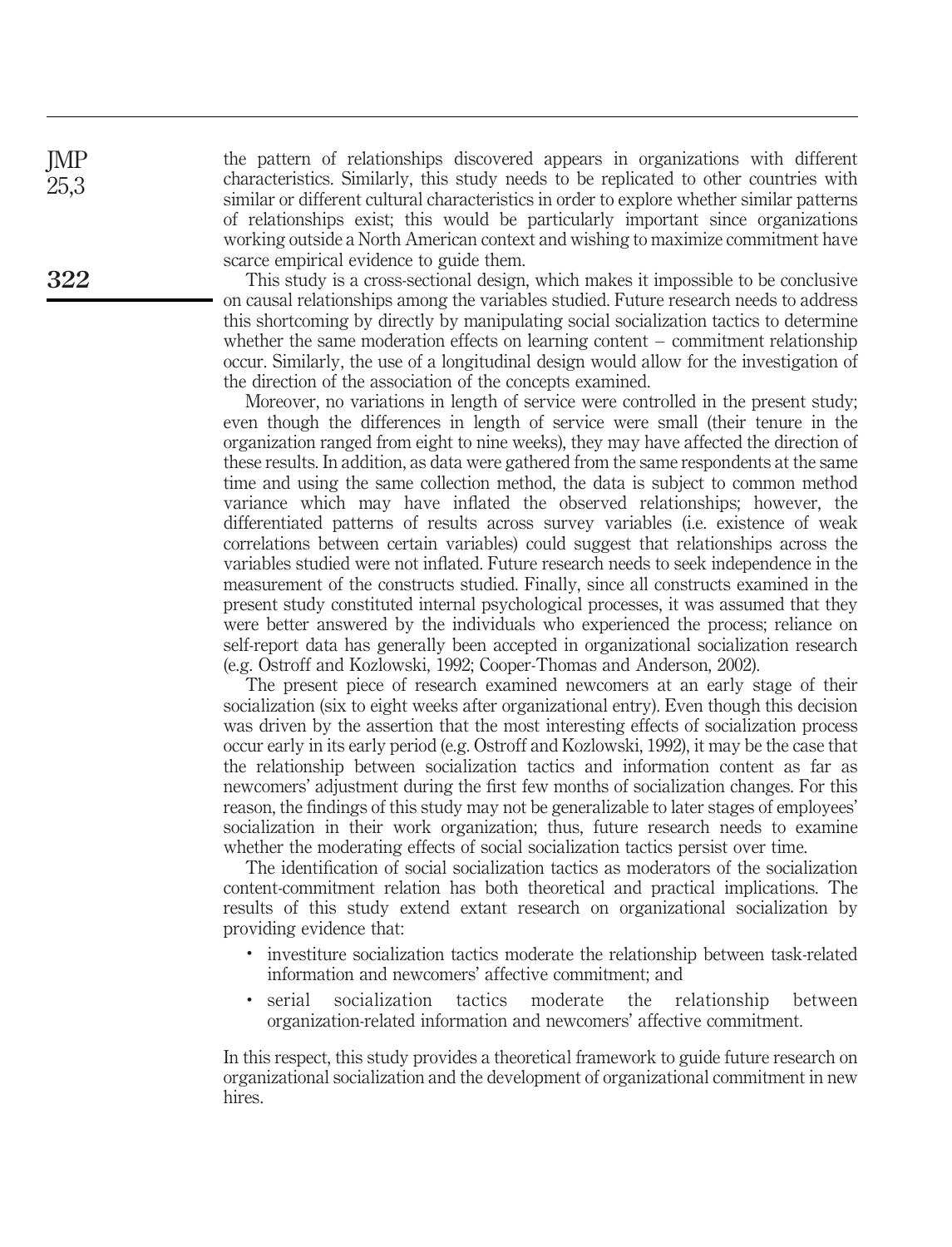the pattern of relationships discovered appears in organizations with different characteristics. Similarly, this study needs to be replicated to other countries with similar or different cultural characteristics in order to explore whether similar patterns of relationships exist; this would be particularly important since organizations working outside a North American context and wishing to maximize commitment have scarce empirical evidence to guide them.

This study is a cross-sectional design, which makes it impossible to be conclusive on causal relationships among the variables studied. Future research needs to address this shortcoming by directly by manipulating social socialization tactics to determine whether the same moderation effects on learning content – commitment relationship occur. Similarly, the use of a longitudinal design would allow for the investigation of the direction of the association of the concepts examined.

Moreover, no variations in length of service were controlled in the present study; even though the differences in length of service were small (their tenure in the organization ranged from eight to nine weeks), they may have affected the direction of these results. In addition, as data were gathered from the same respondents at the same time and using the same collection method, the data is subject to common method variance which may have inflated the observed relationships; however, the differentiated patterns of results across survey variables (i.e. existence of weak correlations between certain variables) could suggest that relationships across the variables studied were not inflated. Future research needs to seek independence in the measurement of the constructs studied. Finally, since all constructs examined in the present study constituted internal psychological processes, it was assumed that they were better answered by the individuals who experienced the process; reliance on self-report data has generally been accepted in organizational socialization research (e.g. Ostroff and Kozlowski, 1992; Cooper-Thomas and Anderson, 2002).

The present piece of research examined newcomers at an early stage of their socialization (six to eight weeks after organizational entry). Even though this decision was driven by the assertion that the most interesting effects of socialization process occur early in its early period (e.g. Ostroff and Kozlowski, 1992), it may be the case that the relationship between socialization tactics and information content as far as newcomers' adjustment during the first few months of socialization changes. For this reason, the findings of this study may not be generalizable to later stages of employees' socialization in their work organization; thus, future research needs to examine whether the moderating effects of social socialization tactics persist over time.

The identification of social socialization tactics as moderators of the socialization content-commitment relation has both theoretical and practical implications. The results of this study extend extant research on organizational socialization by providing evidence that:

- investiture socialization tactics moderate the relationship between task-related information and newcomers' affective commitment; and
- serial socialization tactics moderate the relationship between organization-related information and newcomers' affective commitment.

In this respect, this study provides a theoretical framework to guide future research on organizational socialization and the development of organizational commitment in new hires.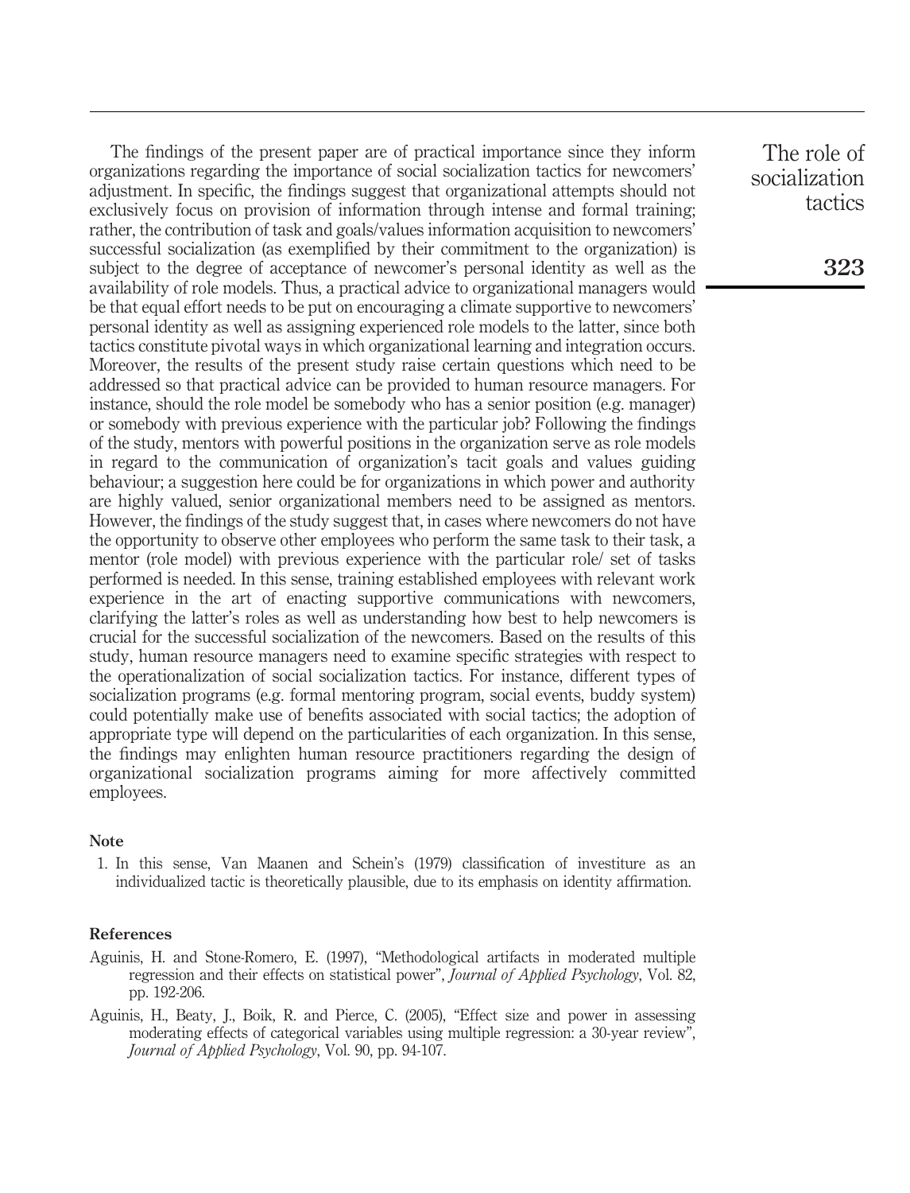The findings of the present paper are of practical importance since they inform organizations regarding the importance of social socialization tactics for newcomers' adjustment. In specific, the findings suggest that organizational attempts should not exclusively focus on provision of information through intense and formal training; rather, the contribution of task and goals/values information acquisition to newcomers' successful socialization (as exemplified by their commitment to the organization) is subject to the degree of acceptance of newcomer's personal identity as well as the availability of role models. Thus, a practical advice to organizational managers would be that equal effort needs to be put on encouraging a climate supportive to newcomers' personal identity as well as assigning experienced role models to the latter, since both tactics constitute pivotal ways in which organizational learning and integration occurs. Moreover, the results of the present study raise certain questions which need to be addressed so that practical advice can be provided to human resource managers. For instance, should the role model be somebody who has a senior position (e.g. manager) or somebody with previous experience with the particular job? Following the findings of the study, mentors with powerful positions in the organization serve as role models in regard to the communication of organization's tacit goals and values guiding behaviour; a suggestion here could be for organizations in which power and authority are highly valued, senior organizational members need to be assigned as mentors. However, the findings of the study suggest that, in cases where newcomers do not have the opportunity to observe other employees who perform the same task to their task, a mentor (role model) with previous experience with the particular role/ set of tasks performed is needed. In this sense, training established employees with relevant work experience in the art of enacting supportive communications with newcomers, clarifying the latter's roles as well as understanding how best to help newcomers is crucial for the successful socialization of the newcomers. Based on the results of this study, human resource managers need to examine specific strategies with respect to the operationalization of social socialization tactics. For instance, different types of socialization programs (e.g. formal mentoring program, social events, buddy system) could potentially make use of benefits associated with social tactics; the adoption of appropriate type will depend on the particularities of each organization. In this sense, the findings may enlighten human resource practitioners regarding the design of organizational socialization programs aiming for more affectively committed employees.

#### Note

1. In this sense, Van Maanen and Schein's (1979) classification of investiture as an individualized tactic is theoretically plausible, due to its emphasis on identity affirmation.

#### References

Aguinis, H. and Stone-Romero, E. (1997), "Methodological artifacts in moderated multiple regression and their effects on statistical power", *Journal of Applied Psychology*, Vol. 82, pp. 192-206.

Aguinis, H., Beaty, J., Boik, R. and Pierce, C. (2005), "Effect size and power in assessing moderating effects of categorical variables using multiple regression: a 30-year review", *Journal of Applied Psychology*, Vol. 90, pp. 94-107.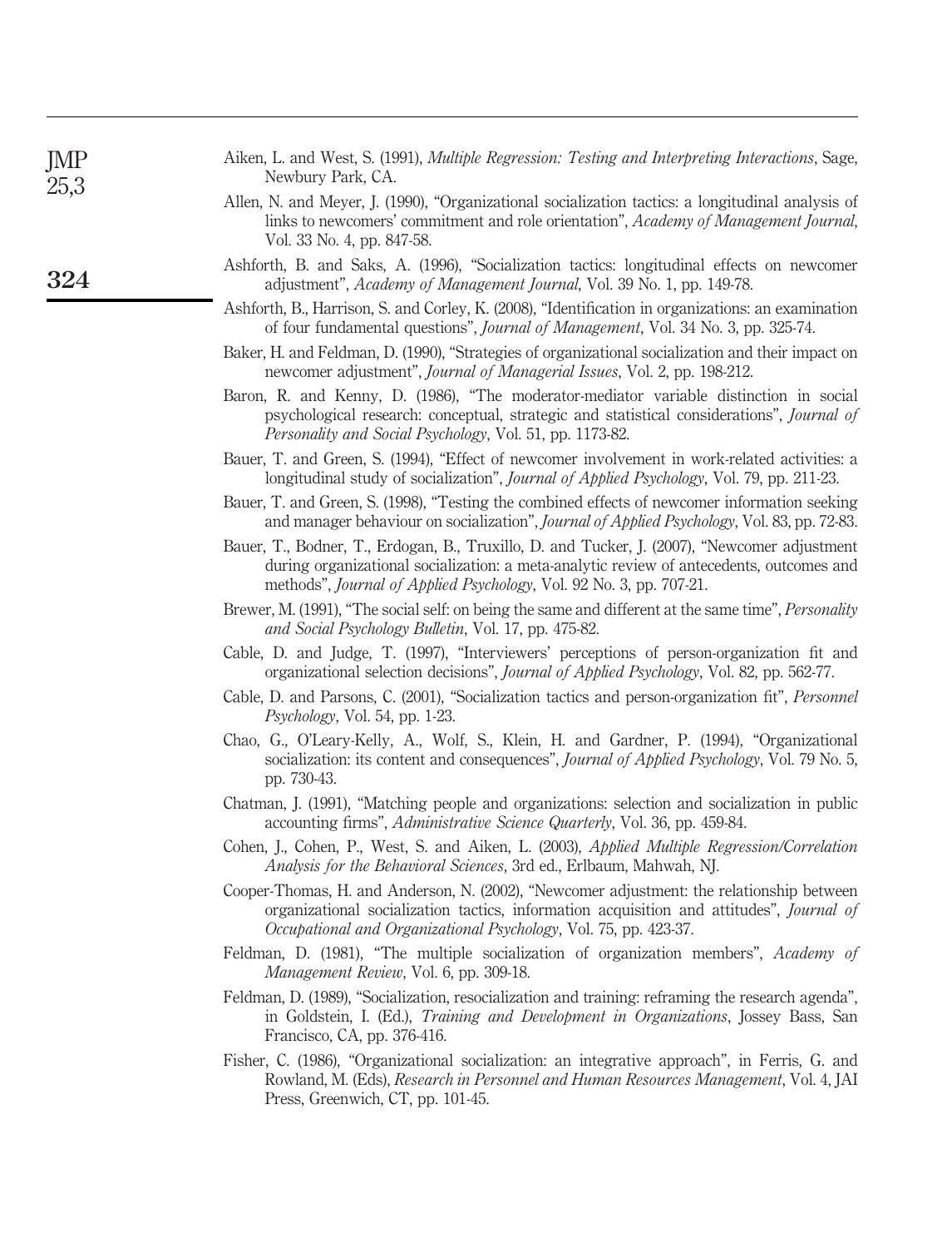Aiken, L. and West, S. (1991), *Multiple Regression: Testing and Interpreting Interactions*, Sage, Newbury Park, CA.

Allen, N. and Meyer, J. (1990), "Organizational socialization tactics: a longitudinal analysis of links to newcomers' commitment and role orientation", *Academy of Management Journal*, Vol. 33 No. 4, pp. 847-58.

Ashforth, B. and Saks, A. (1996), "Socialization tactics: longitudinal effects on newcomer adjustment", *Academy of Management Journal*, Vol. 39 No. 1, pp. 149-78.

Ashforth, B., Harrison, S. and Corley, K. (2008), "Identification in organizations: an examination of four fundamental questions", *Journal of Management*, Vol. 34 No. 3, pp. 325-74.

Baker, H. and Feldman, D. (1990), "Strategies of organizational socialization and their impact on newcomer adjustment", *Journal of Managerial Issues*, Vol. 2, pp. 198-212.

Baron, R. and Kenny, D. (1986), "The moderator-mediator variable distinction in social psychological research: conceptual, strategic and statistical considerations", *Journal of Personality and Social Psychology*, Vol. 51, pp. 1173-82.

Bauer, T. and Green, S. (1994), "Effect of newcomer involvement in work-related activities: a longitudinal study of socialization", *Journal of Applied Psychology*, Vol. 79, pp. 211-23.

Bauer, T. and Green, S. (1998), "Testing the combined effects of newcomer information seeking and manager behaviour on socialization", *Journal of Applied Psychology*, Vol. 83, pp. 72-83.

Bauer, T., Bodner, T., Erdogan, B., Truxillo, D. and Tucker, J. (2007), "Newcomer adjustment during organizational socialization: a meta-analytic review of antecedents, outcomes and methods", *Journal of Applied Psychology*, Vol. 92 No. 3, pp. 707-21.

Brewer, M. (1991), "The social self: on being the same and different at the same time", *Personality and Social Psychology Bulletin*, Vol. 17, pp. 475-82.

Cable, D. and Judge, T. (1997), "Interviewers' perceptions of person-organization fit and organizational selection decisions", *Journal of Applied Psychology*, Vol. 82, pp. 562-77.

Cable, D. and Parsons, C. (2001), "Socialization tactics and person-organization fit", *Personnel Psychology*, Vol. 54, pp. 1-23.

Chao, G., O'Leary-Kelly, A., Wolf, S., Klein, H. and Gardner, P. (1994), "Organizational socialization: its content and consequences", *Journal of Applied Psychology*, Vol. 79 No. 5, pp. 730-43.

Chatman, J. (1991), "Matching people and organizations: selection and socialization in public accounting firms", *Administrative Science Quarterly*, Vol. 36, pp. 459-84.

Cohen, J., Cohen, P., West, S. and Aiken, L. (2003), *Applied Multiple Regression/Correlation Analysis for the Behavioral Sciences*, 3rd ed., Erlbaum, Mahwah, NJ.

Cooper-Thomas, H. and Anderson, N. (2002), "Newcomer adjustment: the relationship between organizational socialization tactics, information acquisition and attitudes", *Journal of Occupational and Organizational Psychology*, Vol. 75, pp. 423-37.

Feldman, D. (1981), "The multiple socialization of organization members", *Academy of Management Review*, Vol. 6, pp. 309-18.

Feldman, D. (1989), "Socialization, resocialization and training: reframing the research agenda", in Goldstein, I. (Ed.), *Training and Development in Organizations*, Jossey Bass, San Francisco, CA, pp. 376-416.

Fisher, C. (1986), "Organizational socialization: an integrative approach", in Ferris, G. and Rowland, M. (Eds), *Research in Personnel and Human Resources Management*, Vol. 4, JAI Press, Greenwich, CT, pp. 101-45.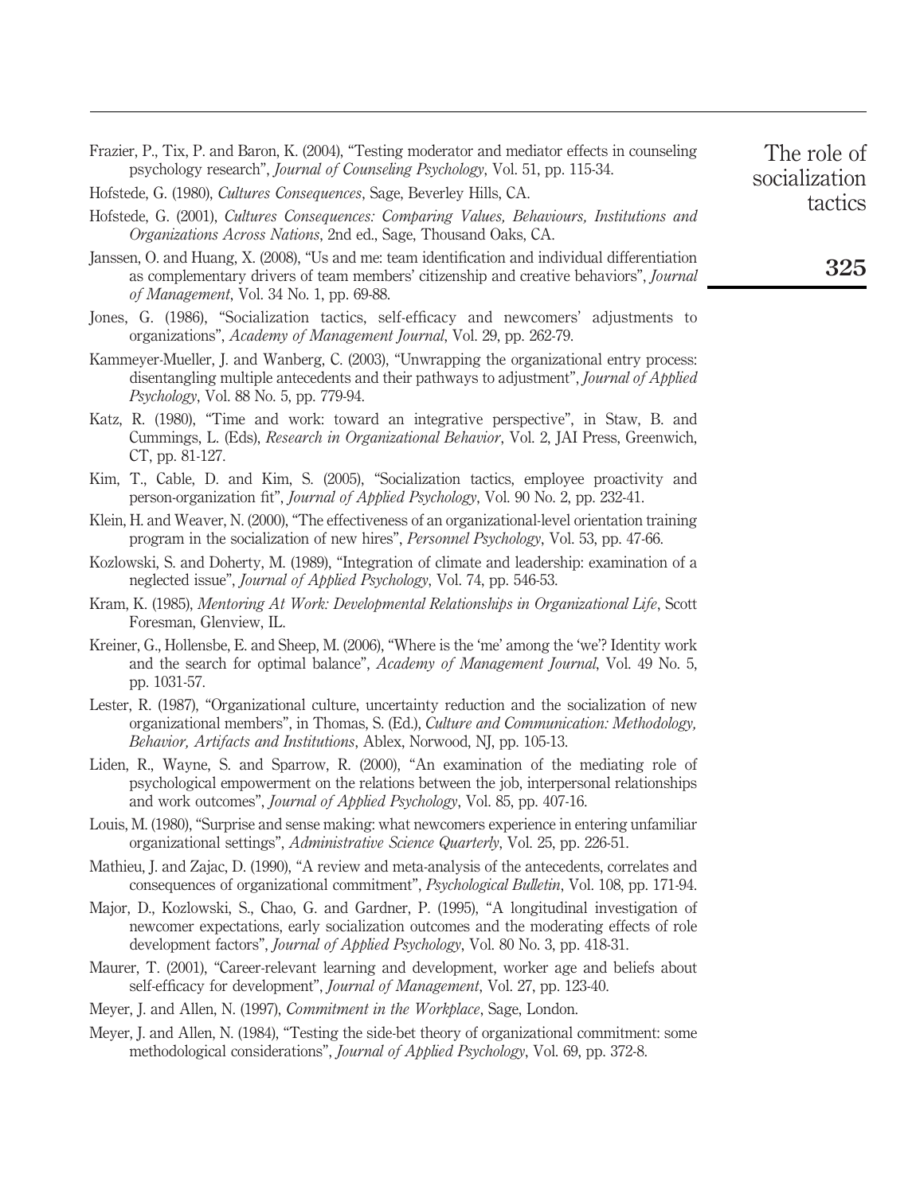Frazier, P., Tix, P. and Baron, K. (2004), "Testing moderator and mediator effects in counseling psychology research", *Journal of Counseling Psychology*, Vol. 51, pp. 115-34.

Hofstede, G. (1980), *Cultures Consequences*, Sage, Beverley Hills, CA.

Hofstede, G. (2001), *Cultures Consequences: Comparing Values, Behaviours, Institutions and Organizations Across Nations*, 2nd ed., Sage, Thousand Oaks, CA.

Janssen, O. and Huang, X. (2008), "Us and me: team identification and individual differentiation as complementary drivers of team members' citizenship and creative behaviors", *Journal of Management*, Vol. 34 No. 1, pp. 69-88.

Jones, G. (1986), "Socialization tactics, self-efficacy and newcomers' adjustments to organizations", *Academy of Management Journal*, Vol. 29, pp. 262-79.

Kammeyer-Mueller, J. and Wanberg, C. (2003), "Unwrapping the organizational entry process: disentangling multiple antecedents and their pathways to adjustment", *Journal of Applied Psychology*, Vol. 88 No. 5, pp. 779-94.

Katz, R. (1980), "Time and work: toward an integrative perspective", in Staw, B. and Cummings, L. (Eds), *Research in Organizational Behavior*, Vol. 2, JAI Press, Greenwich, CT, pp. 81-127.

Kim, T., Cable, D. and Kim, S. (2005), "Socialization tactics, employee proactivity and person-organization fit", *Journal of Applied Psychology*, Vol. 90 No. 2, pp. 232-41.

Klein, H. and Weaver, N. (2000), "The effectiveness of an organizational-level orientation training program in the socialization of new hires", *Personnel Psychology*, Vol. 53, pp. 47-66.

Kozlowski, S. and Doherty, M. (1989), "Integration of climate and leadership: examination of a neglected issue", *Journal of Applied Psychology*, Vol. 74, pp. 546-53.

Kram, K. (1985), *Mentoring At Work: Developmental Relationships in Organizational Life*, Scott Foresman, Glenview, IL.

Kreiner, G., Hollensbe, E. and Sheep, M. (2006), "Where is the 'me' among the 'we'? Identity work and the search for optimal balance", *Academy of Management Journal*, Vol. 49 No. 5, pp. 1031-57.

Lester, R. (1987), "Organizational culture, uncertainty reduction and the socialization of new organizational members", in Thomas, S. (Ed.), *Culture and Communication: Methodology, Behavior, Artifacts and Institutions*, Ablex, Norwood, NJ, pp. 105-13.

Liden, R., Wayne, S. and Sparrow, R. (2000), "An examination of the mediating role of psychological empowerment on the relations between the job, interpersonal relationships and work outcomes", *Journal of Applied Psychology*, Vol. 85, pp. 407-16.

Louis, M. (1980), "Surprise and sense making: what newcomers experience in entering unfamiliar organizational settings", *Administrative Science Quarterly*, Vol. 25, pp. 226-51.

Mathieu, J. and Zajac, D. (1990), "A review and meta-analysis of the antecedents, correlates and consequences of organizational commitment", *Psychological Bulletin*, Vol. 108, pp. 171-94.

Major, D., Kozlowski, S., Chao, G. and Gardner, P. (1995), "A longitudinal investigation of newcomer expectations, early socialization outcomes and the moderating effects of role development factors", *Journal of Applied Psychology*, Vol. 80 No. 3, pp. 418-31.

Maurer, T. (2001), "Career-relevant learning and development, worker age and beliefs about self-efficacy for development", *Journal of Management*, Vol. 27, pp. 123-40.

Meyer, J. and Allen, N. (1997), *Commitment in the Workplace*, Sage, London.

Meyer, J. and Allen, N. (1984), "Testing the side-bet theory of organizational commitment: some methodological considerations", *Journal of Applied Psychology*, Vol. 69, pp. 372-8.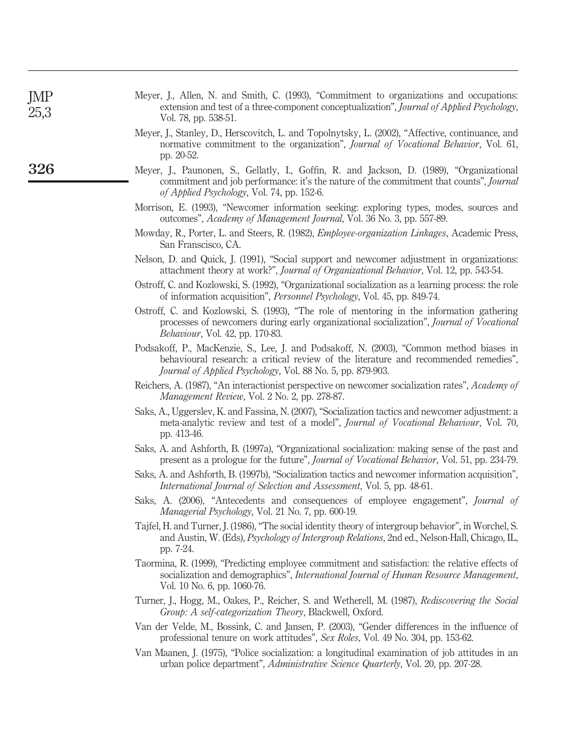Meyer, J., Allen, N. and Smith, C. (1993), "Commitment to organizations and occupations: extension and test of a three-component conceptualization", *Journal of Applied Psychology*, Vol. 78, pp. 538-51.

Meyer, J., Stanley, D., Herscovitch, L. and Topolnytsky, L. (2002), "Affective, continuance, and normative commitment to the organization", *Journal of Vocational Behavior*, Vol. 61, pp. 20-52.

Meyer, J., Paunonen, S., Gellatly, I., Goffin, R. and Jackson, D. (1989), "Organizational commitment and job performance: it's the nature of the commitment that counts", *Journal of Applied Psychology*, Vol. 74, pp. 152-6.

Morrison, E. (1993), "Newcomer information seeking: exploring types, modes, sources and outcomes", *Academy of Management Journal*, Vol. 36 No. 3, pp. 557-89.

Mowday, R., Porter, L. and Steers, R. (1982), *Employee-organization Linkages*, Academic Press, San Franscisco, CA.

Nelson, D. and Quick, J. (1991), "Social support and newcomer adjustment in organizations: attachment theory at work?", *Journal of Organizational Behavior*, Vol. 12, pp. 543-54.

Ostroff, C. and Kozlowski, S. (1992), "Organizational socialization as a learning process: the role of information acquisition", *Personnel Psychology*, Vol. 45, pp. 849-74.

Ostroff, C. and Kozlowski, S. (1993), "The role of mentoring in the information gathering processes of newcomers during early organizational socialization", *Journal of Vocational Behaviour*, Vol. 42, pp. 170-83.

Podsakoff, P., MacKenzie, S., Lee, J. and Podsakoff, N. (2003), "Common method biases in behavioural research: a critical review of the literature and recommended remedies", *Journal of Applied Psychology*, Vol. 88 No. 5, pp. 879-903.

Reichers, A. (1987), "An interactionist perspective on newcomer socialization rates", *Academy of Management Review*, Vol. 2 No. 2, pp. 278-87.

Saks, A., Uggerslev, K. and Fassina, N. (2007), "Socialization tactics and newcomer adjustment: a meta-analytic review and test of a model", *Journal of Vocational Behaviour*, Vol. 70, pp. 413-46.

Saks, A. and Ashforth, B. (1997a), "Organizational socialization: making sense of the past and present as a prologue for the future", *Journal of Vocational Behavior*, Vol. 51, pp. 234-79.

Saks, A. and Ashforth, B. (1997b), "Socialization tactics and newcomer information acquisition", *International Journal of Selection and Assessment*, Vol. 5, pp. 48-61.

Saks, A. (2006), "Antecedents and consequences of employee engagement", *Journal of Managerial Psychology*, Vol. 21 No. 7, pp. 600-19.

Tajfel, H. and Turner, J. (1986), "The social identity theory of intergroup behavior", in Worchel, S. and Austin, W. (Eds), *Psychology of Intergroup Relations*, 2nd ed., Nelson-Hall, Chicago, IL, pp. 7-24.

Taormina, R. (1999), "Predicting employee commitment and satisfaction: the relative effects of socialization and demographics", *International Journal of Human Resource Management*, Vol. 10 No. 6, pp. 1060-76.

Turner, J., Hogg, M., Oakes, P., Reicher, S. and Wetherell, M. (1987), *Rediscovering the Social Group: A self-categorization Theory*, Blackwell, Oxford.

Van der Velde, M., Bossink, C. and Jansen, P. (2003), "Gender differences in the influence of professional tenure on work attitudes", *Sex Roles*, Vol. 49 No. 304, pp. 153-62.

Van Maanen, J. (1975), "Police socialization: a longitudinal examination of job attitudes in an urban police department", *Administrative Science Quarterly*, Vol. 20, pp. 207-28.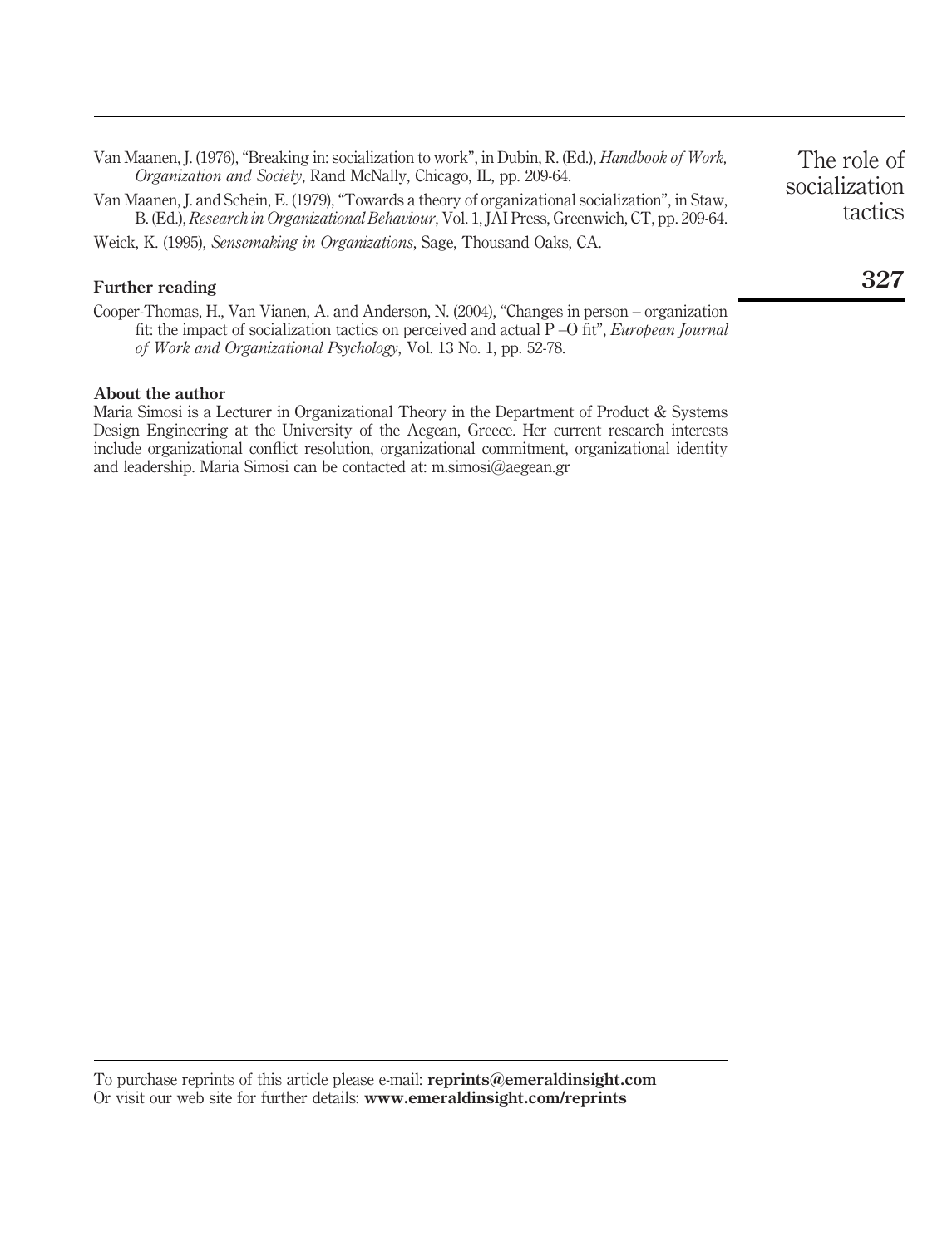Van Maanen, J. (1976), "Breaking in: socialization to work", in Dubin, R. (Ed.), *Handbook of Work, Organization and Society*, Rand McNally, Chicago, IL, pp. 209-64.

Van Maanen, J. and Schein, E. (1979), "Towards a theory of organizational socialization", in Staw, B. (Ed.), *Research in Organizational Behaviour*, Vol. 1, JAI Press, Greenwich, CT, pp. 209-64.

Weick, K. (1995), *Sensemaking in Organizations*, Sage, Thousand Oaks, CA.

## Further reading

Cooper-Thomas, H., Van Vianen, A. and Anderson, N. (2004), "Changes in person – organization fit: the impact of socialization tactics on perceived and actual P –O fit", *European Journal of Work and Organizational Psychology*, Vol. 13 No. 1, pp. 52-78.

## About the author

Maria Simosi is a Lecturer in Organizational Theory in the Department of Product & Systems Design Engineering at the University of the Aegean, Greece. Her current research interests include organizational conflict resolution, organizational commitment, organizational identity and leadership. Maria Simosi can be contacted at: m.simosi@aegean.gr

To purchase reprints of this article please e-mail: **reprints@emeraldinsight.com**
Or visit our web site for further details: **www.emeraldinsight.com/reprints**